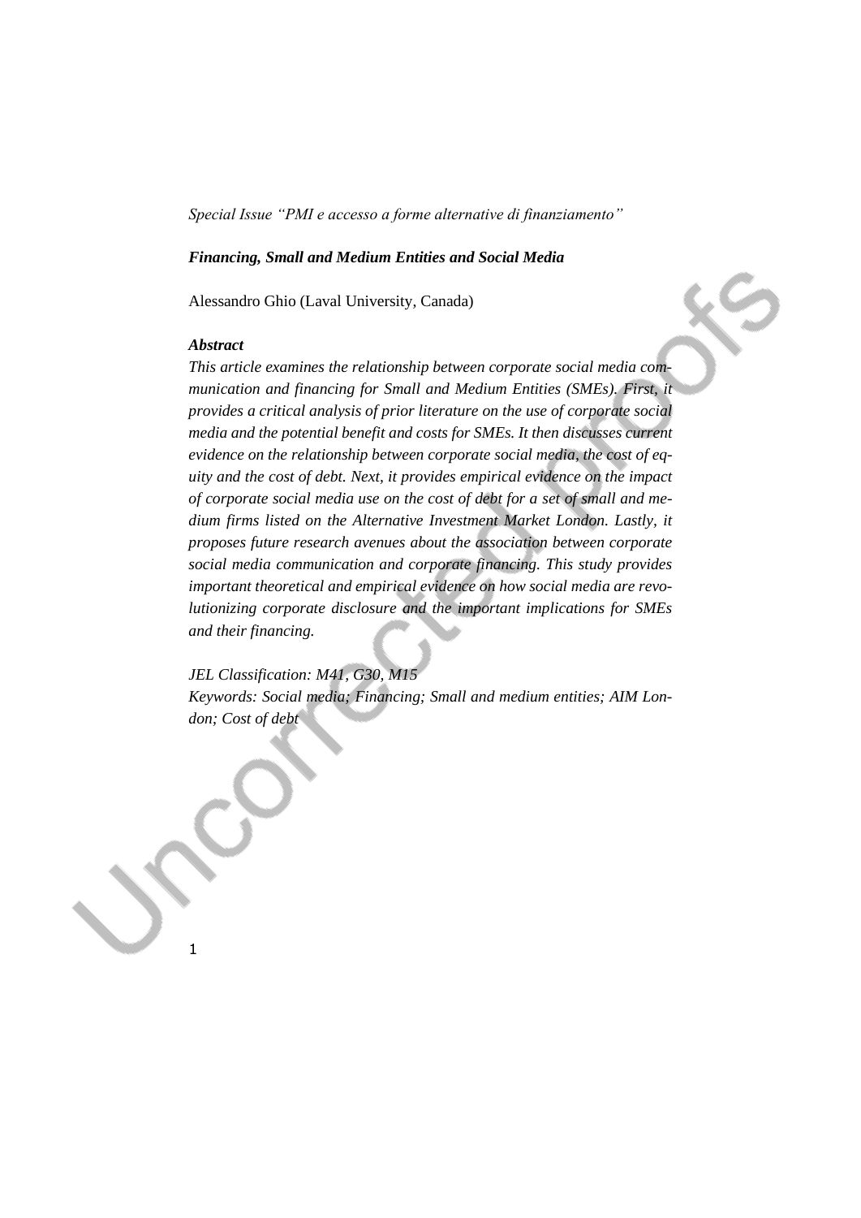*Special Issue "PMI e accesso a forme alternative di finanziamento"*

***Financing, Small and Medium Entities and Social Media***

Alessandro Ghio (Laval University, Canada)

***Abstract***

*This article examines the relationship between corporate social media communication and financing for Small and Medium Entities (SMEs). First, it provides a critical analysis of prior literature on the use of corporate social media and the potential benefit and costs for SMEs. It then discusses current evidence on the relationship between corporate social media, the cost of equity and the cost of debt. Next, it provides empirical evidence on the impact of corporate social media use on the cost of debt for a set of small and medium firms listed on the Alternative Investment Market London. Lastly, it proposes future research avenues about the association between corporate social media communication and corporate financing. This study provides important theoretical and empirical evidence on how social media are revolutionizing corporate disclosure and the important implications for SMEs and their financing.*

*JEL Classification: M41, G30, M15*

*Keywords: Social media; Financing; Small and medium entities; AIM London; Cost of debt*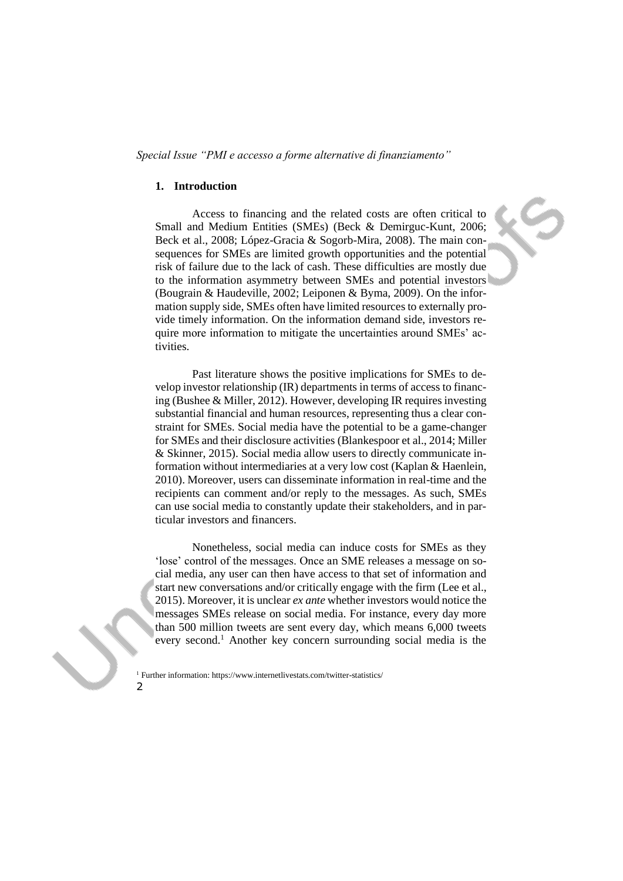## 1. Introduction

Access to financing and the related costs are often critical to Small and Medium Entities (SMEs) (Beck & Demirguc-Kunt, 2006; Beck et al., 2008; López-Gracia & Sogorb-Mira, 2008). The main consequences for SMEs are limited growth opportunities and the potential risk of failure due to the lack of cash. These difficulties are mostly due to the information asymmetry between SMEs and potential investors (Bougrain & Haudeville, 2002; Leiponen & Byma, 2009). On the information supply side, SMEs often have limited resources to externally provide timely information. On the information demand side, investors require more information to mitigate the uncertainties around SMEs' activities.

Past literature shows the positive implications for SMEs to develop investor relationship (IR) departments in terms of access to financing (Bushee & Miller, 2012). However, developing IR requires investing substantial financial and human resources, representing thus a clear constraint for SMEs. Social media have the potential to be a game-changer for SMEs and their disclosure activities (Blankespoor et al., 2014; Miller & Skinner, 2015). Social media allow users to directly communicate information without intermediaries at a very low cost (Kaplan & Haenlein, 2010). Moreover, users can disseminate information in real-time and the recipients can comment and/or reply to the messages. As such, SMEs can use social media to constantly update their stakeholders, and in particular investors and financers.

Nonetheless, social media can induce costs for SMEs as they 'lose' control of the messages. Once an SME releases a message on social media, any user can then have access to that set of information and start new conversations and/or critically engage with the firm (Lee et al., 2015). Moreover, it is unclear *ex ante* whether investors would notice the messages SMEs release on social media. For instance, every day more than 500 million tweets are sent every day, which means 6,000 tweets every second.[1] Another key concern surrounding social media is the

[1] Further information: https://www.internetlivestats.com/twitter-statistics/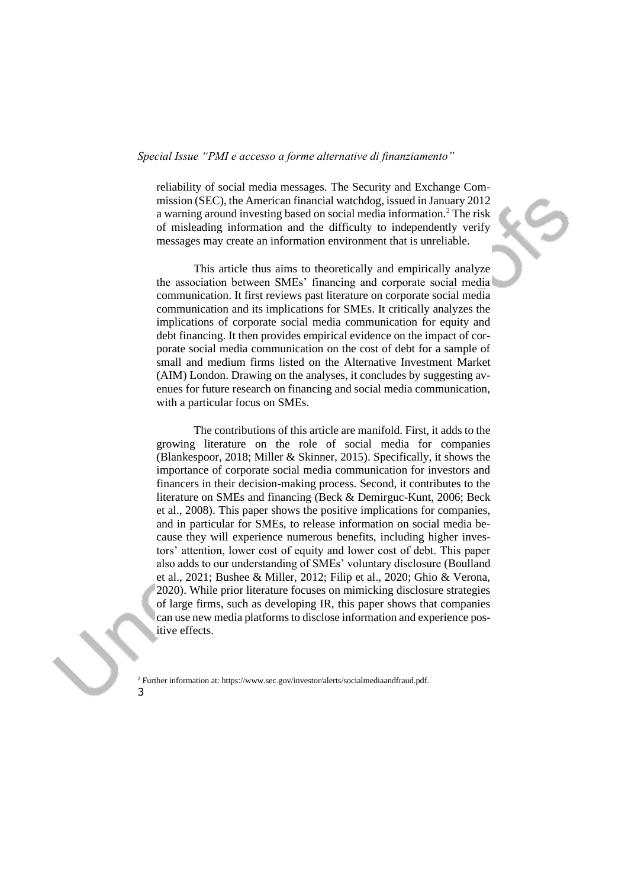reliability of social media messages. The Security and Exchange Commission (SEC), the American financial watchdog, issued in January 2012 a warning around investing based on social media information.[2] The risk of misleading information and the difficulty to independently verify messages may create an information environment that is unreliable.

This article thus aims to theoretically and empirically analyze the association between SMEs' financing and corporate social media communication. It first reviews past literature on corporate social media communication and its implications for SMEs. It critically analyzes the implications of corporate social media communication for equity and debt financing. It then provides empirical evidence on the impact of corporate social media communication on the cost of debt for a sample of small and medium firms listed on the Alternative Investment Market (AIM) London. Drawing on the analyses, it concludes by suggesting avenues for future research on financing and social media communication, with a particular focus on SMEs.

The contributions of this article are manifold. First, it adds to the growing literature on the role of social media for companies (Blankespoor, 2018; Miller & Skinner, 2015). Specifically, it shows the importance of corporate social media communication for investors and financers in their decision-making process. Second, it contributes to the literature on SMEs and financing (Beck & Demirguc-Kunt, 2006; Beck et al., 2008). This paper shows the positive implications for companies, and in particular for SMEs, to release information on social media because they will experience numerous benefits, including higher investors' attention, lower cost of equity and lower cost of debt. This paper also adds to our understanding of SMEs' voluntary disclosure (Boulland et al., 2021; Bushee & Miller, 2012; Filip et al., 2020; Ghio & Verona, 2020). While prior literature focuses on mimicking disclosure strategies of large firms, such as developing IR, this paper shows that companies can use new media platforms to disclose information and experience positive effects.

[2] Further information at: https://www.sec.gov/investor/alerts/socialmediaandfraud.pdf.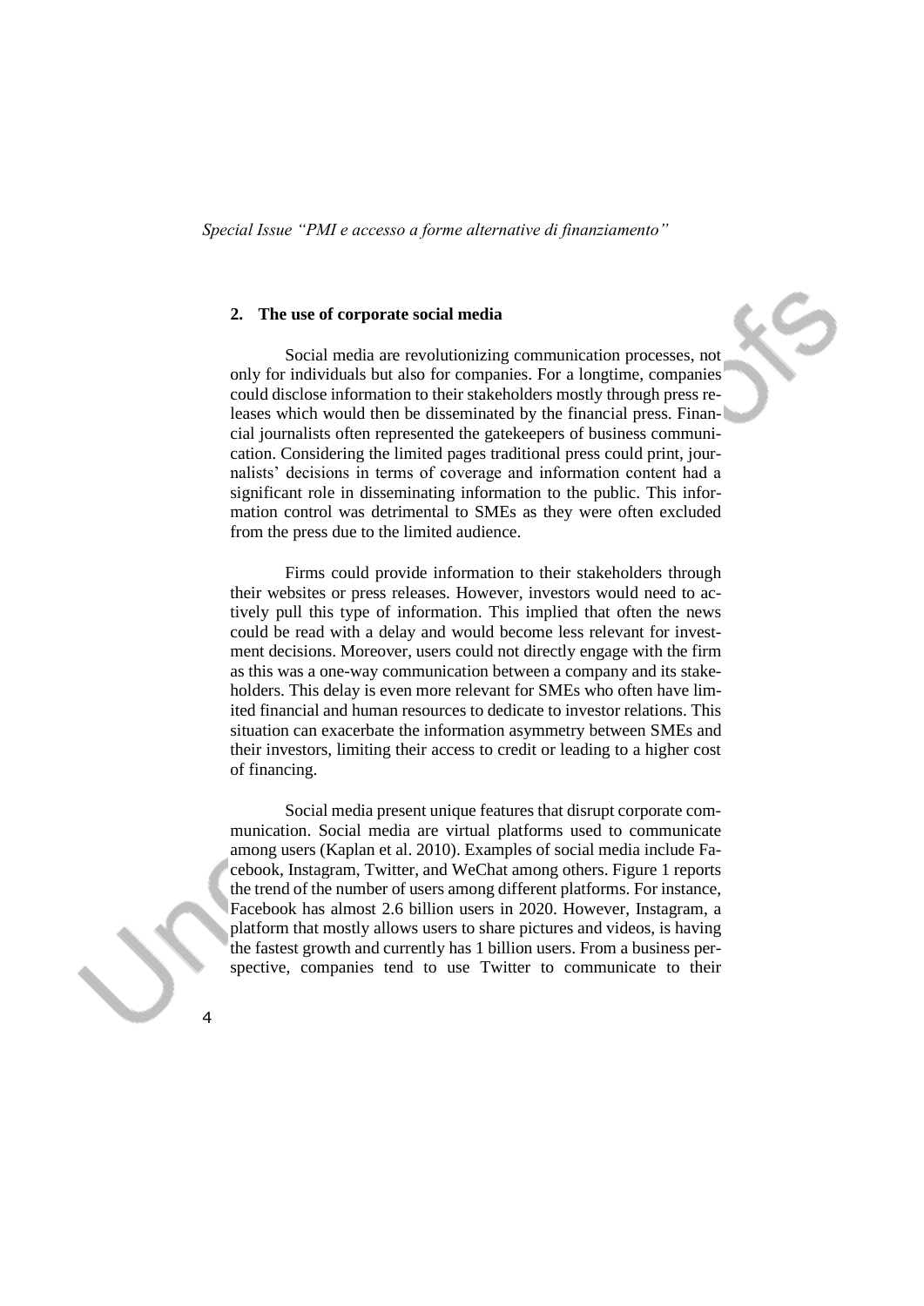## 2. The use of corporate social media

Social media are revolutionizing communication processes, not only for individuals but also for companies. For a longtime, companies could disclose information to their stakeholders mostly through press releases which would then be disseminated by the financial press. Financial journalists often represented the gatekeepers of business communication. Considering the limited pages traditional press could print, journalists' decisions in terms of coverage and information content had a significant role in disseminating information to the public. This information control was detrimental to SMEs as they were often excluded from the press due to the limited audience.

Firms could provide information to their stakeholders through their websites or press releases. However, investors would need to actively pull this type of information. This implied that often the news could be read with a delay and would become less relevant for investment decisions. Moreover, users could not directly engage with the firm as this was a one-way communication between a company and its stakeholders. This delay is even more relevant for SMEs who often have limited financial and human resources to dedicate to investor relations. This situation can exacerbate the information asymmetry between SMEs and their investors, limiting their access to credit or leading to a higher cost of financing.

Social media present unique features that disrupt corporate communication. Social media are virtual platforms used to communicate among users (Kaplan et al. 2010). Examples of social media include Facebook, Instagram, Twitter, and WeChat among others. Figure 1 reports the trend of the number of users among different platforms. For instance, Facebook has almost 2.6 billion users in 2020. However, Instagram, a platform that mostly allows users to share pictures and videos, is having the fastest growth and currently has 1 billion users. From a business perspective, companies tend to use Twitter to communicate to their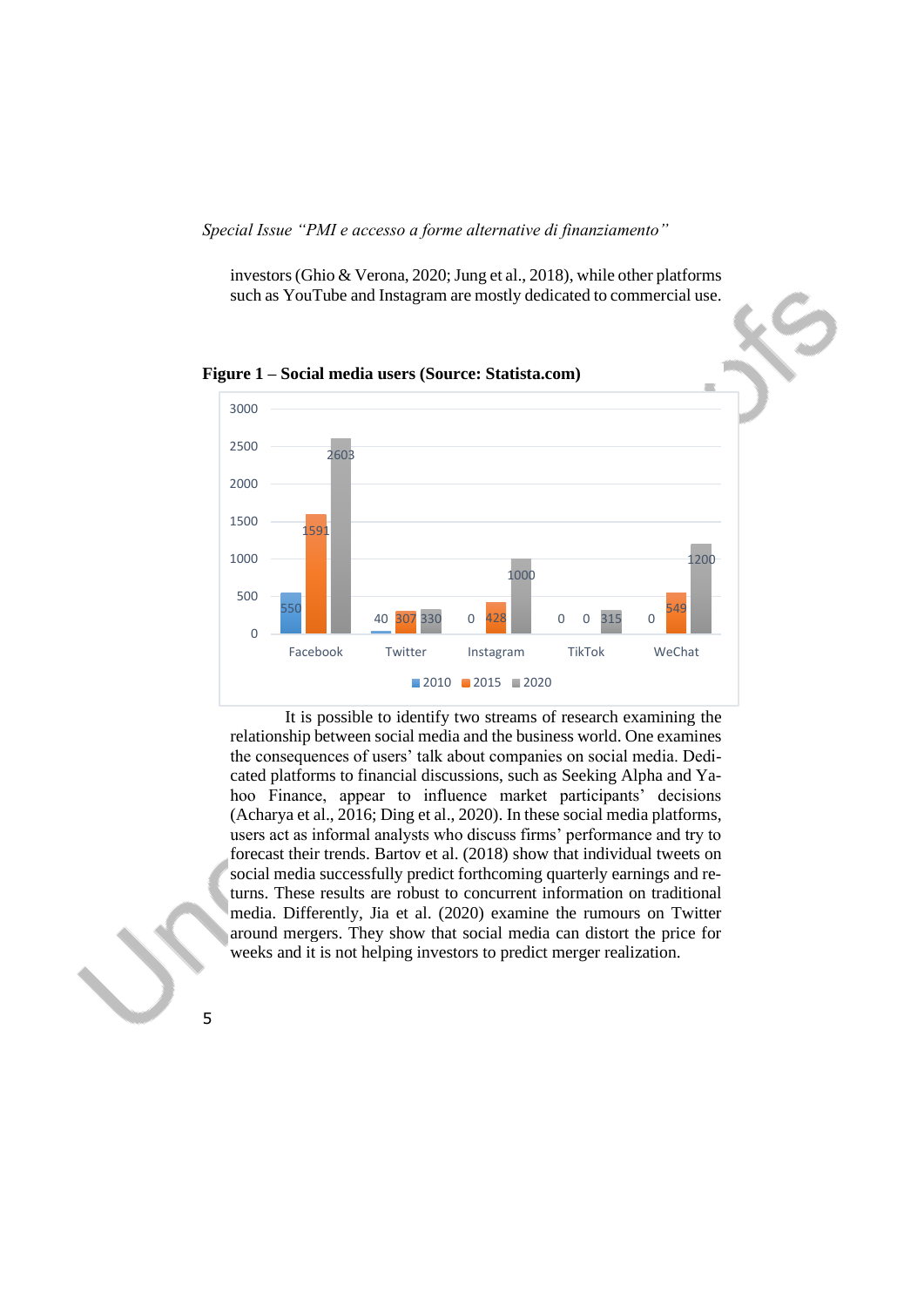investors (Ghio & Verona, 2020; Jung et al., 2018), while other platforms such as YouTube and Instagram are mostly dedicated to commercial use.

**Figure 1 – Social media users (Source: Statista.com)**

| | 2010 | 2015 | 2020 |
|---|---|---|---|
| Facebook | 550 | 1591 | 2603 |
| Twitter | 40 | 307 | 330 |
| Instagram | 0 | 428 | 1000 |
| TikTok | 0 | 0 | 315 |
| WeChat | 0 | 549 | 1200 |

It is possible to identify two streams of research examining the relationship between social media and the business world. One examines the consequences of users' talk about companies on social media. Dedicated platforms to financial discussions, such as Seeking Alpha and Yahoo Finance, appear to influence market participants' decisions (Acharya et al., 2016; Ding et al., 2020). In these social media platforms, users act as informal analysts who discuss firms' performance and try to forecast their trends. Bartov et al. (2018) show that individual tweets on social media successfully predict forthcoming quarterly earnings and returns. These results are robust to concurrent information on traditional media. Differently, Jia et al. (2020) examine the rumours on Twitter around mergers. They show that social media can distort the price for weeks and it is not helping investors to predict merger realization.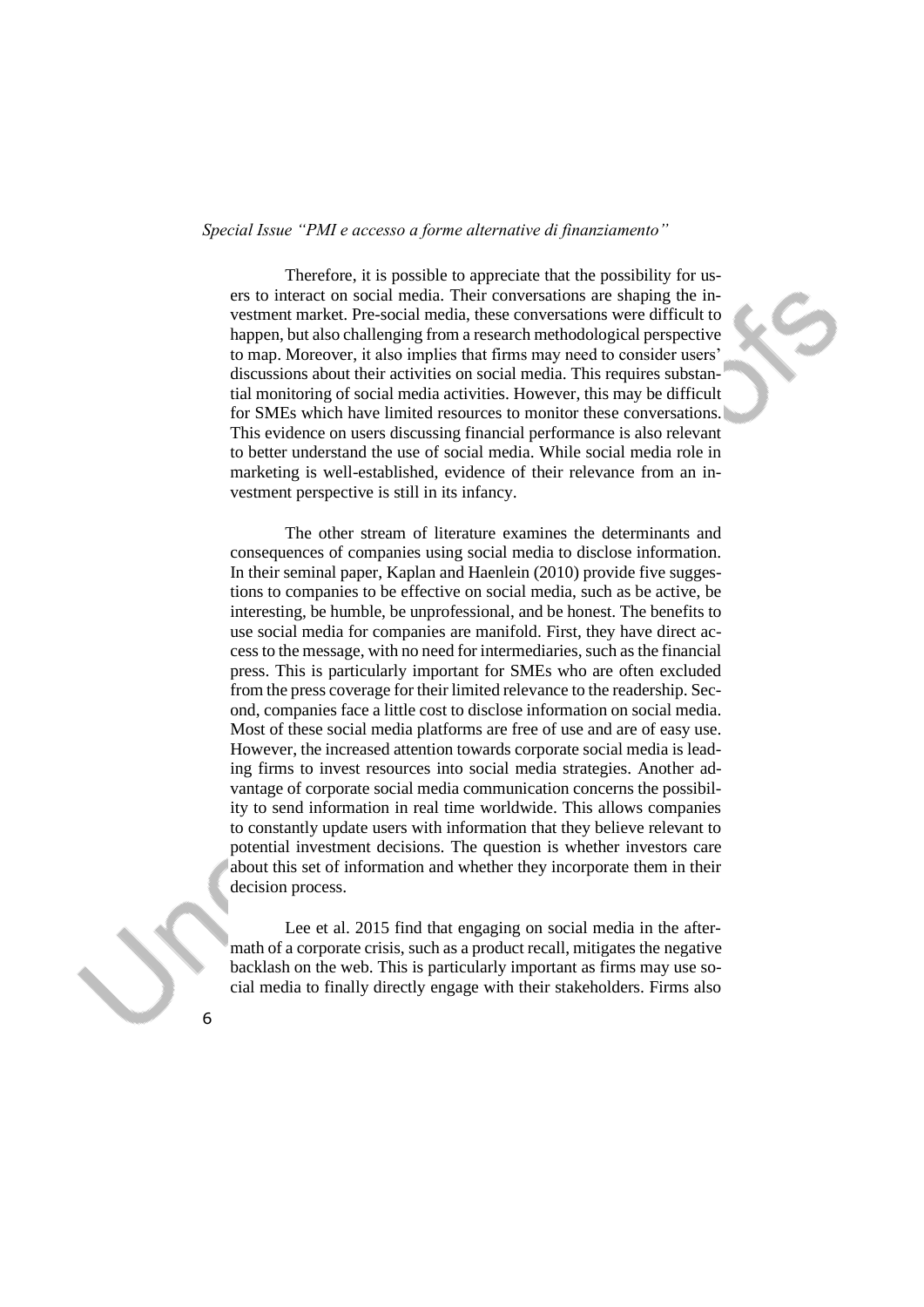Therefore, it is possible to appreciate that the possibility for users to interact on social media. Their conversations are shaping the investment market. Pre-social media, these conversations were difficult to happen, but also challenging from a research methodological perspective to map. Moreover, it also implies that firms may need to consider users' discussions about their activities on social media. This requires substantial monitoring of social media activities. However, this may be difficult for SMEs which have limited resources to monitor these conversations. This evidence on users discussing financial performance is also relevant to better understand the use of social media. While social media role in marketing is well-established, evidence of their relevance from an investment perspective is still in its infancy.

The other stream of literature examines the determinants and consequences of companies using social media to disclose information. In their seminal paper, Kaplan and Haenlein (2010) provide five suggestions to companies to be effective on social media, such as be active, be interesting, be humble, be unprofessional, and be honest. The benefits to use social media for companies are manifold. First, they have direct access to the message, with no need for intermediaries, such as the financial press. This is particularly important for SMEs who are often excluded from the press coverage for their limited relevance to the readership. Second, companies face a little cost to disclose information on social media. Most of these social media platforms are free of use and are of easy use. However, the increased attention towards corporate social media is leading firms to invest resources into social media strategies. Another advantage of corporate social media communication concerns the possibility to send information in real time worldwide. This allows companies to constantly update users with information that they believe relevant to potential investment decisions. The question is whether investors care about this set of information and whether they incorporate them in their decision process.

Lee et al. 2015 find that engaging on social media in the aftermath of a corporate crisis, such as a product recall, mitigates the negative backlash on the web. This is particularly important as firms may use social media to finally directly engage with their stakeholders. Firms also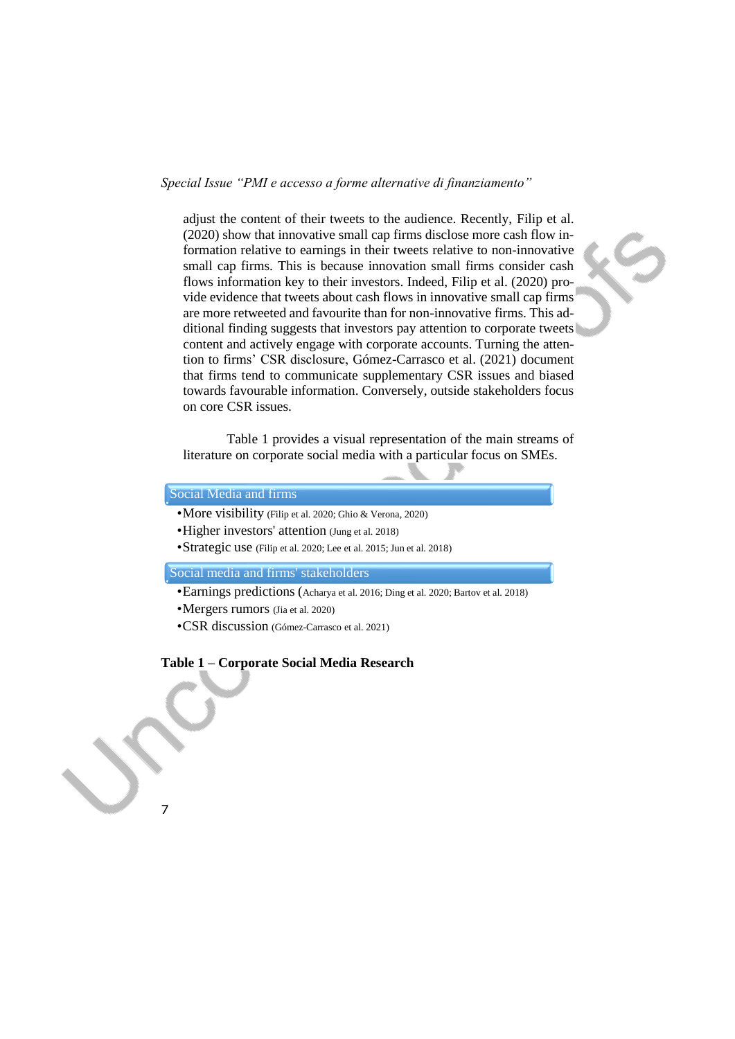adjust the content of their tweets to the audience. Recently, Filip et al. (2020) show that innovative small cap firms disclose more cash flow information relative to earnings in their tweets relative to non-innovative small cap firms. This is because innovation small firms consider cash flows information key to their investors. Indeed, Filip et al. (2020) provide evidence that tweets about cash flows in innovative small cap firms are more retweeted and favourite than for non-innovative firms. This additional finding suggests that investors pay attention to corporate tweets content and actively engage with corporate accounts. Turning the attention to firms' CSR disclosure, Gómez-Carrasco et al. (2021) document that firms tend to communicate supplementary CSR issues and biased towards favourable information. Conversely, outside stakeholders focus on core CSR issues.

Table 1 provides a visual representation of the main streams of literature on corporate social media with a particular focus on SMEs.

**Social Media and firms**

- More visibility (Filip et al. 2020; Ghio & Verona, 2020)
- Higher investors' attention (Jung et al. 2018)
- Strategic use (Filip et al. 2020; Lee et al. 2015; Jun et al. 2018)

**Social media and firms' stakeholders**

- Earnings predictions (Acharya et al. 2016; Ding et al. 2020; Bartov et al. 2018)
- Mergers rumors (Jia et al. 2020)
- CSR discussion (Gómez-Carrasco et al. 2021)

**Table 1 – Corporate Social Media Research**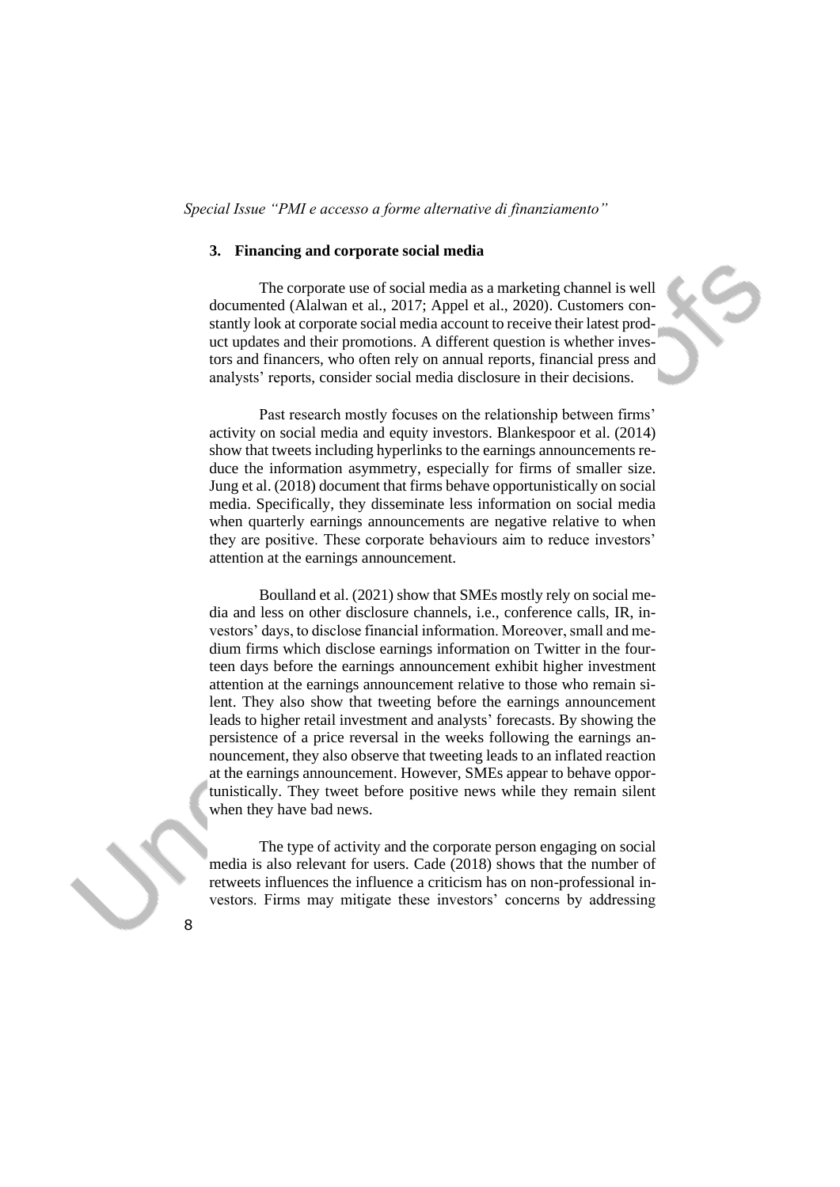## 3. Financing and corporate social media

The corporate use of social media as a marketing channel is well documented (Alalwan et al., 2017; Appel et al., 2020). Customers constantly look at corporate social media account to receive their latest product updates and their promotions. A different question is whether investors and financers, who often rely on annual reports, financial press and analysts' reports, consider social media disclosure in their decisions.

Past research mostly focuses on the relationship between firms' activity on social media and equity investors. Blankespoor et al. (2014) show that tweets including hyperlinks to the earnings announcements reduce the information asymmetry, especially for firms of smaller size. Jung et al. (2018) document that firms behave opportunistically on social media. Specifically, they disseminate less information on social media when quarterly earnings announcements are negative relative to when they are positive. These corporate behaviours aim to reduce investors' attention at the earnings announcement.

Boulland et al. (2021) show that SMEs mostly rely on social media and less on other disclosure channels, i.e., conference calls, IR, investors' days, to disclose financial information. Moreover, small and medium firms which disclose earnings information on Twitter in the fourteen days before the earnings announcement exhibit higher investment attention at the earnings announcement relative to those who remain silent. They also show that tweeting before the earnings announcement leads to higher retail investment and analysts' forecasts. By showing the persistence of a price reversal in the weeks following the earnings announcement, they also observe that tweeting leads to an inflated reaction at the earnings announcement. However, SMEs appear to behave opportunistically. They tweet before positive news while they remain silent when they have bad news.

The type of activity and the corporate person engaging on social media is also relevant for users. Cade (2018) shows that the number of retweets influences the influence a criticism has on non-professional investors. Firms may mitigate these investors' concerns by addressing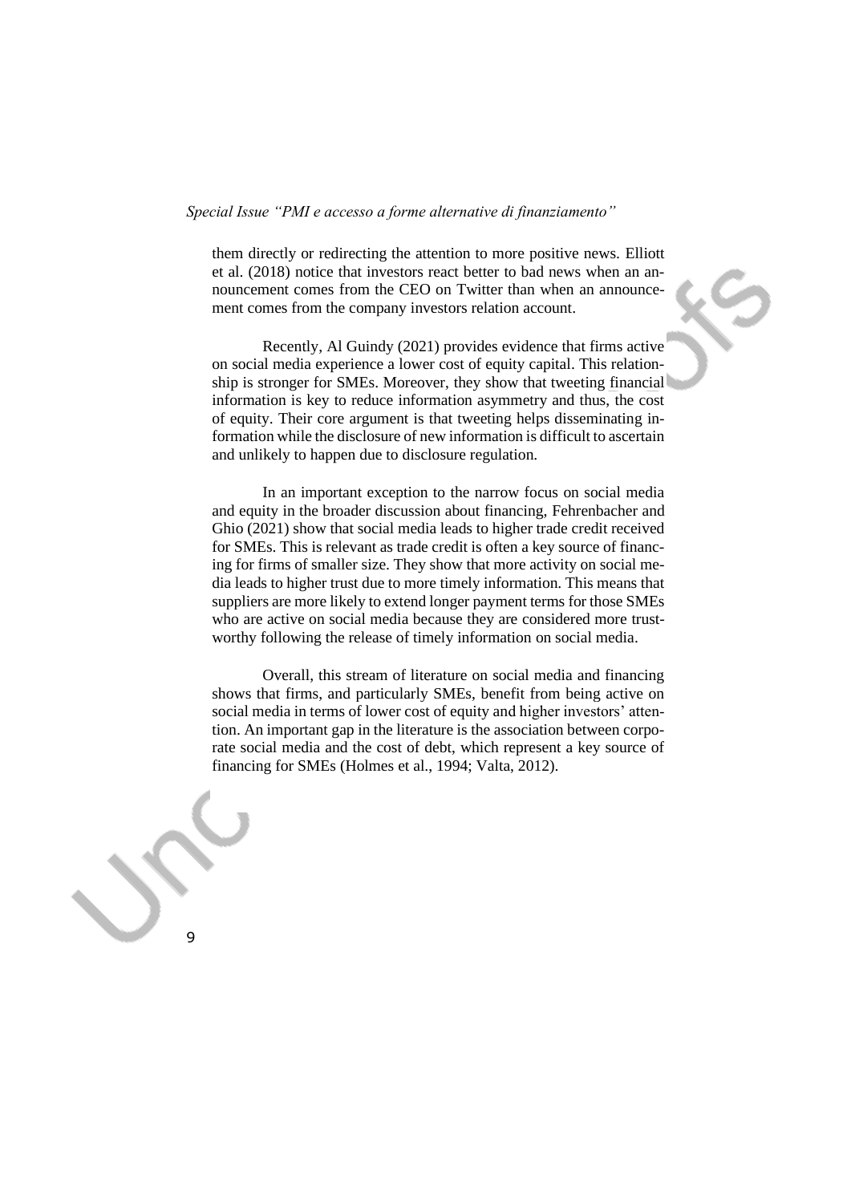them directly or redirecting the attention to more positive news. Elliott et al. (2018) notice that investors react better to bad news when an announcement comes from the CEO on Twitter than when an announcement comes from the company investors relation account.

Recently, Al Guindy (2021) provides evidence that firms active on social media experience a lower cost of equity capital. This relationship is stronger for SMEs. Moreover, they show that tweeting financial information is key to reduce information asymmetry and thus, the cost of equity. Their core argument is that tweeting helps disseminating information while the disclosure of new information is difficult to ascertain and unlikely to happen due to disclosure regulation.

In an important exception to the narrow focus on social media and equity in the broader discussion about financing, Fehrenbacher and Ghio (2021) show that social media leads to higher trade credit received for SMEs. This is relevant as trade credit is often a key source of financing for firms of smaller size. They show that more activity on social media leads to higher trust due to more timely information. This means that suppliers are more likely to extend longer payment terms for those SMEs who are active on social media because they are considered more trustworthy following the release of timely information on social media.

Overall, this stream of literature on social media and financing shows that firms, and particularly SMEs, benefit from being active on social media in terms of lower cost of equity and higher investors' attention. An important gap in the literature is the association between corporate social media and the cost of debt, which represent a key source of financing for SMEs (Holmes et al., 1994; Valta, 2012).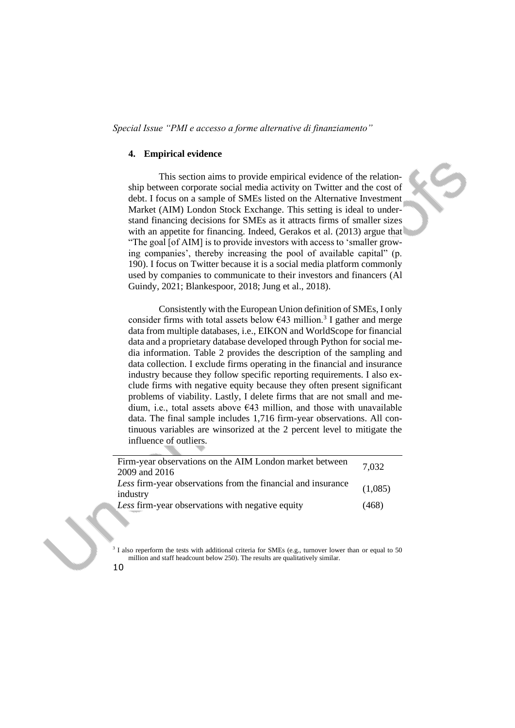## 4. Empirical evidence

This section aims to provide empirical evidence of the relationship between corporate social media activity on Twitter and the cost of debt. I focus on a sample of SMEs listed on the Alternative Investment Market (AIM) London Stock Exchange. This setting is ideal to understand financing decisions for SMEs as it attracts firms of smaller sizes with an appetite for financing. Indeed, Gerakos et al. (2013) argue that "The goal [of AIM] is to provide investors with access to 'smaller growing companies', thereby increasing the pool of available capital" (p. 190). I focus on Twitter because it is a social media platform commonly used by companies to communicate to their investors and financers (Al Guindy, 2021; Blankespoor, 2018; Jung et al., 2018).

Consistently with the European Union definition of SMEs, I only consider firms with total assets below €43 million.[3] I gather and merge data from multiple databases, i.e., EIKON and WorldScope for financial data and a proprietary database developed through Python for social media information. Table 2 provides the description of the sampling and data collection. I exclude firms operating in the financial and insurance industry because they follow specific reporting requirements. I also exclude firms with negative equity because they often present significant problems of viability. Lastly, I delete firms that are not small and medium, i.e., total assets above €43 million, and those with unavailable data. The final sample includes 1,716 firm-year observations. All continuous variables are winsorized at the 2 percent level to mitigate the influence of outliers.

| | |
|---|---|
| Firm-year observations on the AIM London market between 2009 and 2016 | 7,032 |
| *Less* firm-year observations from the financial and insurance industry | (1,085) |
| *Less* firm-year observations with negative equity | (468) |

[3] I also reperform the tests with additional criteria for SMEs (e.g., turnover lower than or equal to 50 million and staff headcount below 250). The results are qualitatively similar.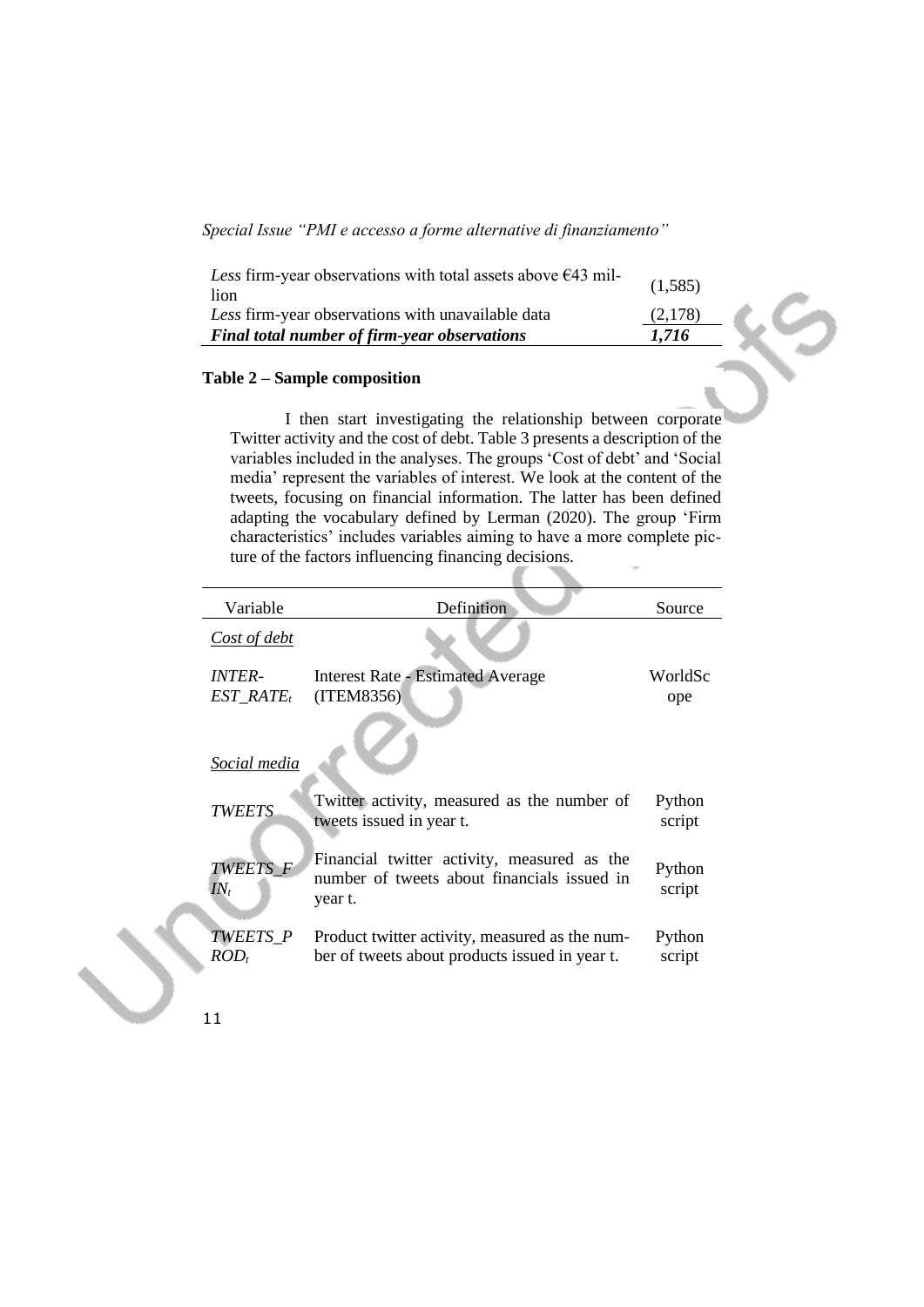| | |
|---|---|
| *Less* firm-year observations with total assets above €43 million | (1,585) |
| *Less* firm-year observations with unavailable data | (2,178) |
| ***Final total number of firm-year observations*** | ***1,716*** |

**Table 2 – Sample composition**

I then start investigating the relationship between corporate Twitter activity and the cost of debt. Table 3 presents a description of the variables included in the analyses. The groups 'Cost of debt' and 'Social media' represent the variables of interest. We look at the content of the tweets, focusing on financial information. The latter has been defined adapting the vocabulary defined by Lerman (2020). The group 'Firm characteristics' includes variables aiming to have a more complete picture of the factors influencing financing decisions.

| Variable | Definition | Source |
|---|---|---|
| *Cost of debt* | | |
| $INTEREST\_RATE_t$ | Interest Rate - Estimated Average (ITEM8356) | WorldScope |
| *Social media* | | |
| $TWEETS$ | Twitter activity, measured as the number of tweets issued in year t. | Python script |
| $TWEETS\_FIN_t$ | Financial twitter activity, measured as the number of tweets about financials issued in year t. | Python script |
| $TWEETS\_PROD_t$ | Product twitter activity, measured as the number of tweets about products issued in year t. | Python script |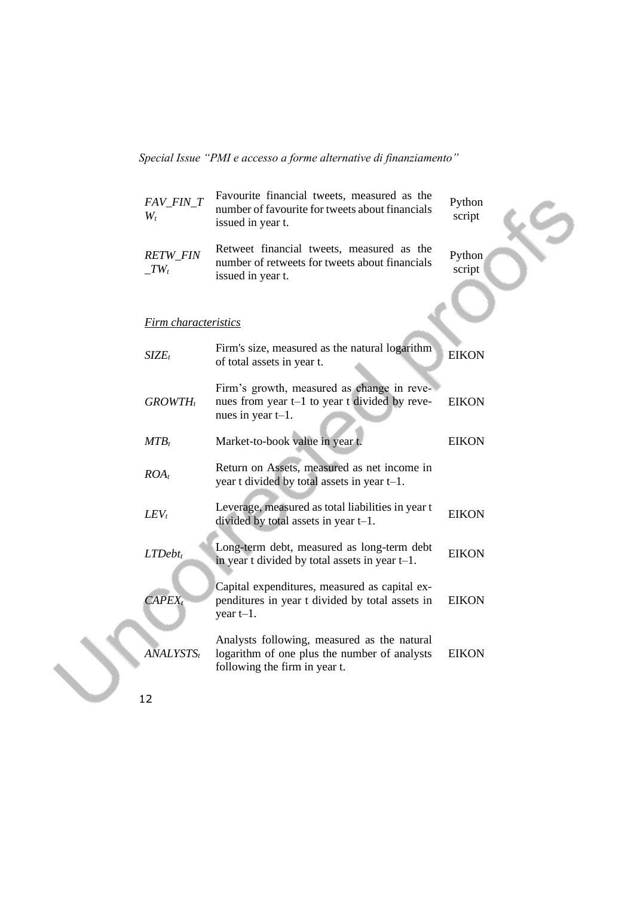| | | |
|---|---|---|
| $FAV\_FIN\_TW_t$ | Favourite financial tweets, measured as the number of favourite for tweets about financials issued in year t. | Python script |
| $RETW\_FIN\_TW_t$ | Retweet financial tweets, measured as the number of retweets for tweets about financials issued in year t. | Python script |
| *Firm characteristics* | | |
| $SIZE_t$ | Firm's size, measured as the natural logarithm of total assets in year t. | EIKON |
| $GROWTH_t$ | Firm's growth, measured as change in revenues from year t–1 to year t divided by revenues in year t–1. | EIKON |
| $MTB_t$ | Market-to-book value in year t. | EIKON |
| $ROA_t$ | Return on Assets, measured as net income in year t divided by total assets in year t–1. | |
| $LEV_t$ | Leverage, measured as total liabilities in year t divided by total assets in year t–1. | EIKON |
| $LTDebt_t$ | Long-term debt, measured as long-term debt in year t divided by total assets in year t–1. | EIKON |
| $CAPEX_t$ | Capital expenditures, measured as capital expenditures in year t divided by total assets in year t–1. | EIKON |
| $ANALYSTS_t$ | Analysts following, measured as the natural logarithm of one plus the number of analysts following the firm in year t. | EIKON |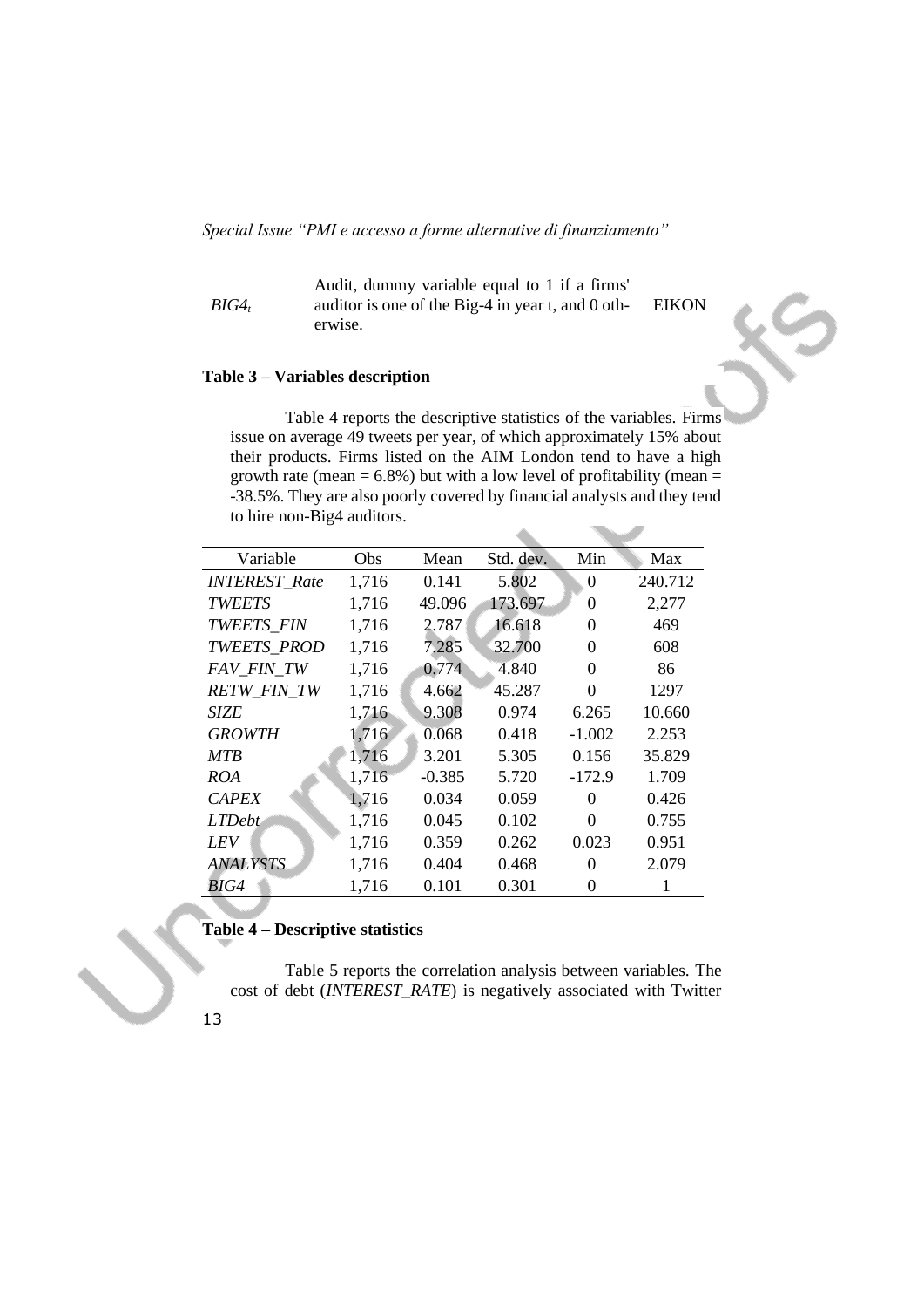| | | |
|---|---|---|
| $BIG4_t$ | Audit, dummy variable equal to 1 if a firms' auditor is one of the Big-4 in year t, and 0 otherwise. | EIKON |

**Table 3 – Variables description**

Table 4 reports the descriptive statistics of the variables. Firms issue on average 49 tweets per year, of which approximately 15% about their products. Firms listed on the AIM London tend to have a high growth rate (mean = 6.8%) but with a low level of profitability (mean = -38.5%. They are also poorly covered by financial analysts and they tend to hire non-Big4 auditors.

| Variable | Obs | Mean | Std. dev. | Min | Max |
|---|---|---|---|---|---|
| *INTEREST_Rate* | 1,716 | 0.141 | 5.802 | 0 | 240.712 |
| *TWEETS* | 1,716 | 49.096 | 173.697 | 0 | 2,277 |
| *TWEETS_FIN* | 1,716 | 2.787 | 16.618 | 0 | 469 |
| *TWEETS_PROD* | 1,716 | 7.285 | 32.700 | 0 | 608 |
| *FAV_FIN_TW* | 1,716 | 0.774 | 4.840 | 0 | 86 |
| *RETW_FIN_TW* | 1,716 | 4.662 | 45.287 | 0 | 1297 |
| *SIZE* | 1,716 | 9.308 | 0.974 | 6.265 | 10.660 |
| *GROWTH* | 1,716 | 0.068 | 0.418 | -1.002 | 2.253 |
| *MTB* | 1,716 | 3.201 | 5.305 | 0.156 | 35.829 |
| *ROA* | 1,716 | -0.385 | 5.720 | -172.9 | 1.709 |
| *CAPEX* | 1,716 | 0.034 | 0.059 | 0 | 0.426 |
| *LTDebt* | 1,716 | 0.045 | 0.102 | 0 | 0.755 |
| *LEV* | 1,716 | 0.359 | 0.262 | 0.023 | 0.951 |
| *ANALYSTS* | 1,716 | 0.404 | 0.468 | 0 | 2.079 |
| *BIG4* | 1,716 | 0.101 | 0.301 | 0 | 1 |

**Table 4 – Descriptive statistics**

Table 5 reports the correlation analysis between variables. The cost of debt (*INTEREST_RATE*) is negatively associated with Twitter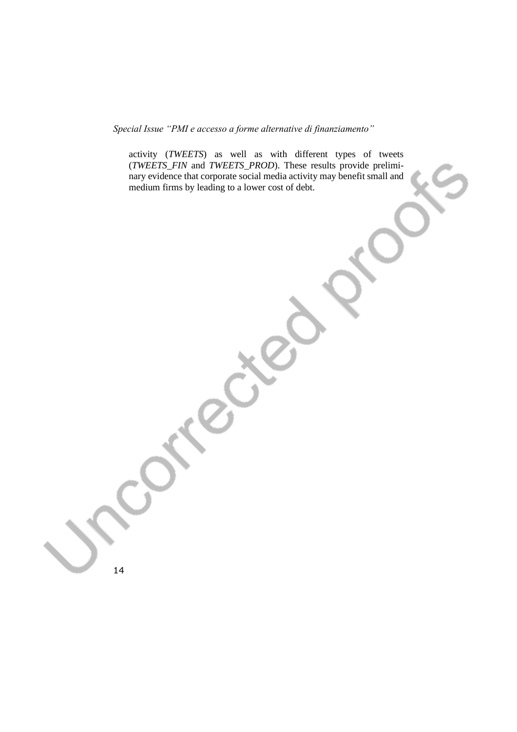activity (*TWEETS*) as well as with different types of tweets (*TWEETS_FIN* and *TWEETS_PROD*). These results provide preliminary evidence that corporate social media activity may benefit small and medium firms by leading to a lower cost of debt.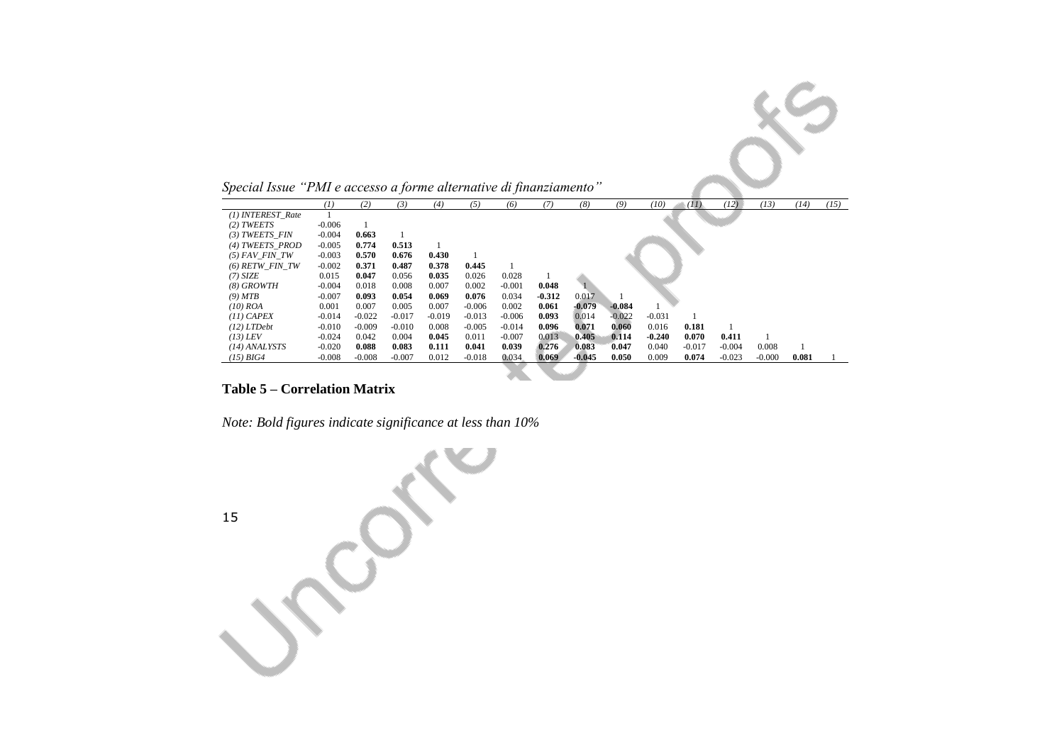| | (1) | (2) | (3) | (4) | (5) | (6) | (7) | (8) | (9) | (10) | (11) | (12) | (13) | (14) | (15) |
|---|---|---|---|---|---|---|---|---|---|---|---|---|---|---|---|
| *(1) INTEREST_Rate* | 1 | | | | | | | | | | | | | | |
| *(2) TWEETS* | -0.006 | 1 | | | | | | | | | | | | | |
| *(3) TWEETS_FIN* | -0.004 | **0.663** | 1 | | | | | | | | | | | | |
| *(4) TWEETS_PROD* | -0.005 | **0.774** | **0.513** | 1 | | | | | | | | | | | |
| *(5) FAV_FIN_TW* | -0.003 | **0.570** | **0.676** | **0.430** | 1 | | | | | | | | | | |
| *(6) RETW_FIN_TW* | -0.002 | **0.371** | **0.487** | **0.378** | **0.445** | 1 | | | | | | | | | |
| *(7) SIZE* | 0.015 | **0.047** | 0.056 | **0.035** | 0.026 | 0.028 | 1 | | | | | | | | |
| *(8) GROWTH* | -0.004 | 0.018 | 0.008 | 0.007 | 0.002 | -0.001 | **0.048** | 1 | | | | | | | |
| *(9) MTB* | -0.007 | **0.093** | **0.054** | **0.069** | **0.076** | 0.034 | **-0.312** | 0.017 | 1 | | | | | | |
| *(10) ROA* | 0.001 | 0.007 | 0.005 | 0.007 | -0.006 | 0.002 | **0.061** | **-0.079** | **-0.084** | 1 | | | | | |
| *(11) CAPEX* | -0.014 | -0.022 | -0.017 | -0.019 | -0.013 | -0.006 | **0.093** | 0.014 | -0.022 | -0.031 | 1 | | | | |
| *(12) LTDebt* | -0.010 | -0.009 | -0.010 | 0.008 | -0.005 | -0.014 | **0.096** | **0.071** | **0.060** | 0.016 | **0.181** | 1 | | | |
| *(13) LEV* | -0.024 | 0.042 | 0.004 | **0.045** | 0.011 | -0.007 | 0.013 | **0.405** | **0.114** | **-0.240** | **0.070** | **0.411** | 1 | | |
| *(14) ANALYSTS* | -0.020 | **0.088** | **0.083** | **0.111** | **0.041** | **0.039** | **0.276** | **0.083** | **0.047** | 0.040 | -0.017 | -0.004 | 0.008 | 1 | |
| *(15) BIG4* | -0.008 | -0.008 | -0.007 | 0.012 | -0.018 | 0.034 | **0.069** | **-0.045** | **0.050** | 0.009 | **0.074** | -0.023 | -0.000 | **0.081** | 1 |

**Table 5 – Correlation Matrix**

*Note: Bold figures indicate significance at less than 10%*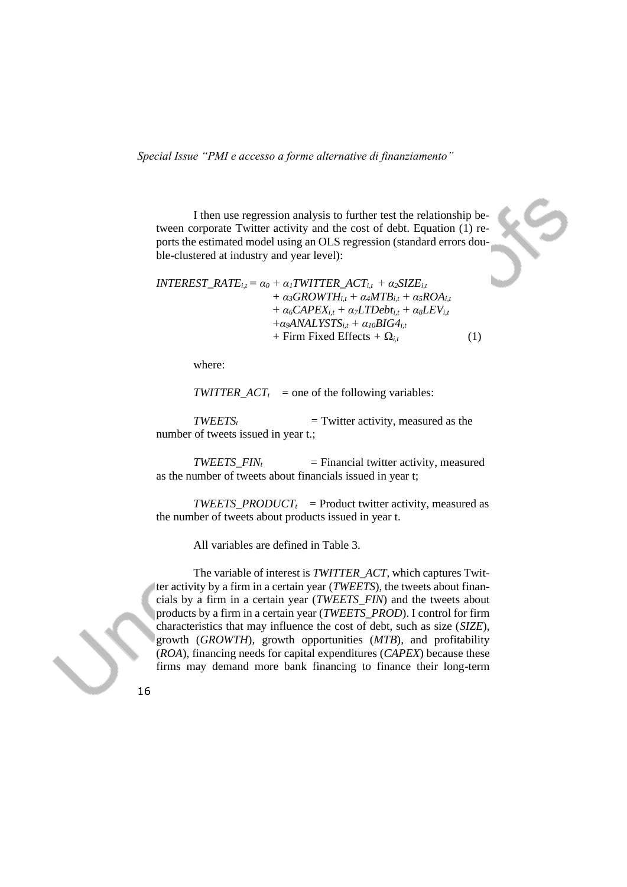I then use regression analysis to further test the relationship between corporate Twitter activity and the cost of debt. Equation (1) reports the estimated model using an OLS regression (standard errors double-clustered at industry and year level):

$$
\begin{aligned}
INTEREST\_RATE_{i,t} = \alpha_0 &+ \alpha_1 TWITTER\_ACT_{i,t} + \alpha_2 SIZE_{i,t} \\
&+ \alpha_3 GROWTH_{i,t} + \alpha_4 MTB_{i,t} + \alpha_5 ROA_{i,t} \\
&+ \alpha_6 CAPEX_{i,t} + \alpha_7 LTDebt_{i,t} + \alpha_8 LEV_{i,t} \\
&+ \alpha_9 ANALYSTS_{i,t} + \alpha_{10} BIG4_{i,t} \\
&+ \text{Firm Fixed Effects} + \Omega_{i,t} \qquad (1)
\end{aligned}
$$

where:

$TWITTER\_ACT_t$ = one of the following variables:

$TWEETS_t$ = Twitter activity, measured as the number of tweets issued in year t.;

$TWEETS\_FIN_t$ = Financial twitter activity, measured as the number of tweets about financials issued in year t;

$TWEETS\_PRODUCT_t$ = Product twitter activity, measured as the number of tweets about products issued in year t.

All variables are defined in Table 3.

The variable of interest is *TWITTER_ACT*, which captures Twitter activity by a firm in a certain year (*TWEETS*), the tweets about financials by a firm in a certain year (*TWEETS_FIN*) and the tweets about products by a firm in a certain year (*TWEETS_PROD*). I control for firm characteristics that may influence the cost of debt, such as size (*SIZE*), growth (*GROWTH*), growth opportunities (*MTB*), and profitability (*ROA*), financing needs for capital expenditures (*CAPEX*) because these firms may demand more bank financing to finance their long-term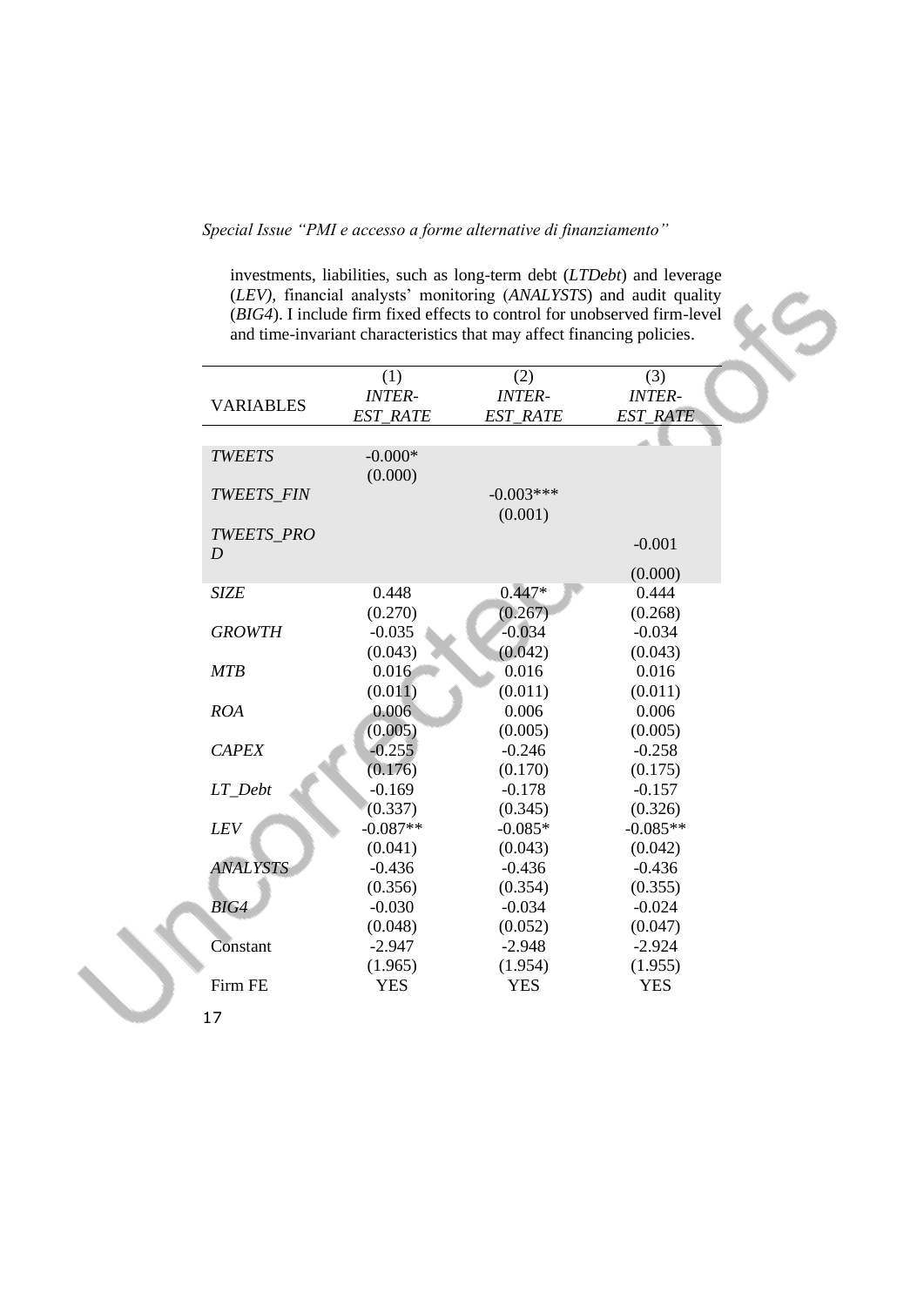investments, liabilities, such as long-term debt (*LTDebt*) and leverage (*LEV)*, financial analysts' monitoring (*ANALYSTS*) and audit quality (*BIG4*). I include firm fixed effects to control for unobserved firm-level and time-invariant characteristics that may affect financing policies.

| VARIABLES | (1) *INTEREST_RATE* | (2) *INTEREST_RATE* | (3) *INTEREST_RATE* |
|---|---|---|---|
| *TWEETS* | -0.000* | | |
| | (0.000) | | |
| *TWEETS_FIN* | | -0.003*** | |
| | | (0.001) | |
| *TWEETS_PROD* | | | -0.001 |
| | | | (0.000) |
| *SIZE* | 0.448 | 0.447* | 0.444 |
| | (0.270) | (0.267) | (0.268) |
| *GROWTH* | -0.035 | -0.034 | -0.034 |
| | (0.043) | (0.042) | (0.043) |
| *MTB* | 0.016 | 0.016 | 0.016 |
| | (0.011) | (0.011) | (0.011) |
| *ROA* | 0.006 | 0.006 | 0.006 |
| | (0.005) | (0.005) | (0.005) |
| *CAPEX* | -0.255 | -0.246 | -0.258 |
| | (0.176) | (0.170) | (0.175) |
| *LT_Debt* | -0.169 | -0.178 | -0.157 |
| | (0.337) | (0.345) | (0.326) |
| *LEV* | -0.087** | -0.085* | -0.085** |
| | (0.041) | (0.043) | (0.042) |
| *ANALYSTS* | -0.436 | -0.436 | -0.436 |
| | (0.356) | (0.354) | (0.355) |
| *BIG4* | -0.030 | -0.034 | -0.024 |
| | (0.048) | (0.052) | (0.047) |
| Constant | -2.947 | -2.948 | -2.924 |
| | (1.965) | (1.954) | (1.955) |
| Firm FE | YES | YES | YES |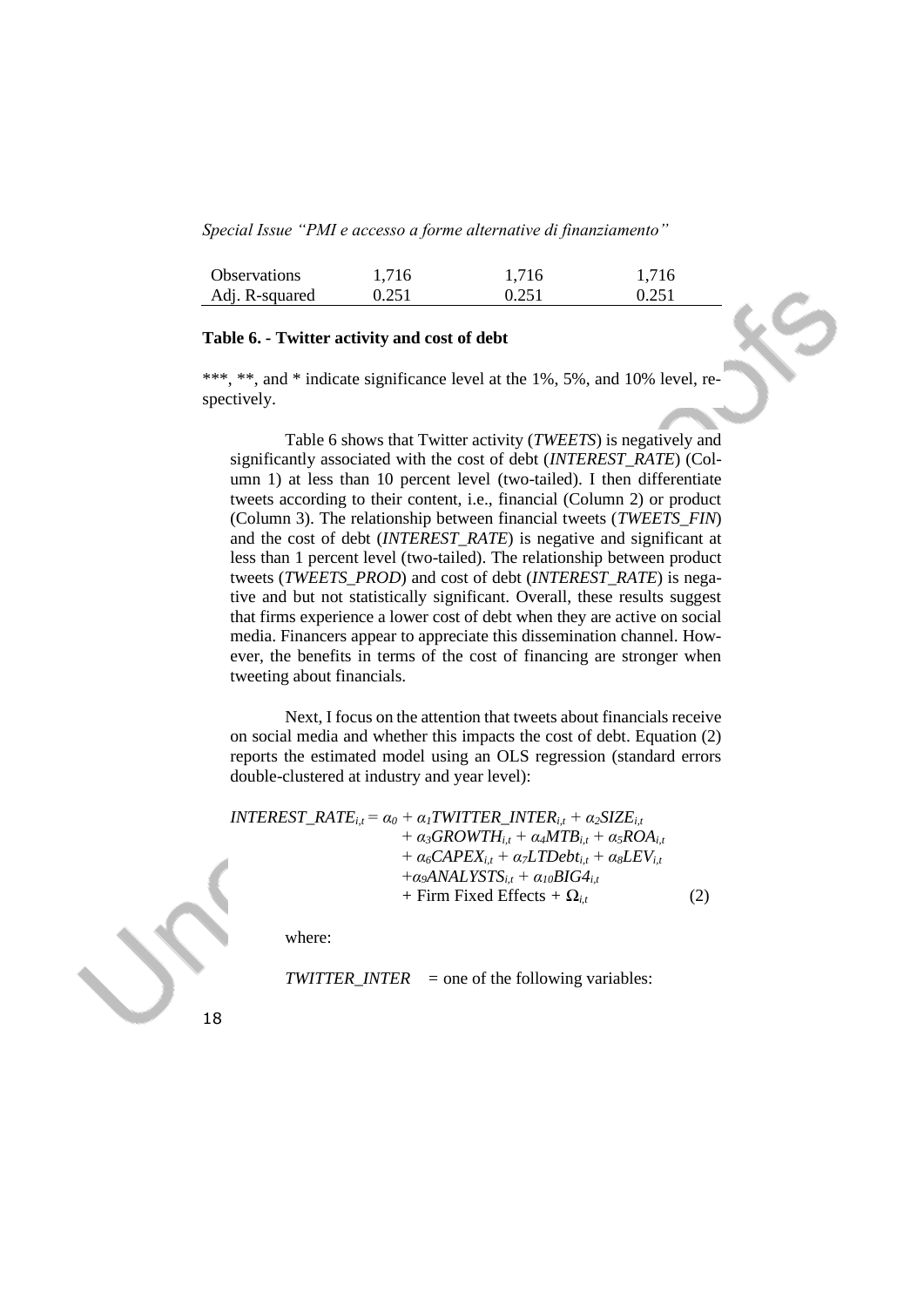| | | | |
|---|---|---|---|
| Observations | 1,716 | 1,716 | 1,716 |
| Adj. R-squared | 0.251 | 0.251 | 0.251 |

**Table 6. - Twitter activity and cost of debt**

***, **, and * indicate significance level at the 1%, 5%, and 10% level, respectively.

Table 6 shows that Twitter activity (*TWEETS*) is negatively and significantly associated with the cost of debt (*INTEREST_RATE*) (Column 1) at less than 10 percent level (two-tailed). I then differentiate tweets according to their content, i.e., financial (Column 2) or product (Column 3). The relationship between financial tweets (*TWEETS_FIN*) and the cost of debt (*INTEREST_RATE*) is negative and significant at less than 1 percent level (two-tailed). The relationship between product tweets (*TWEETS_PROD*) and cost of debt (*INTEREST_RATE*) is negative and but not statistically significant. Overall, these results suggest that firms experience a lower cost of debt when they are active on social media. Financers appear to appreciate this dissemination channel. However, the benefits in terms of the cost of financing are stronger when tweeting about financials.

Next, I focus on the attention that tweets about financials receive on social media and whether this impacts the cost of debt. Equation (2) reports the estimated model using an OLS regression (standard errors double-clustered at industry and year level):

$$\begin{aligned} INTEREST\_RATE_{i,t} = \alpha_0 &+ \alpha_1 TWITTER\_INTER_{i,t} + \alpha_2 SIZE_{i,t} \\ &+ \alpha_3 GROWTH_{i,t} + \alpha_4 MTB_{i,t} + \alpha_5 ROA_{i,t} \\ &+ \alpha_6 CAPEX_{i,t} + \alpha_7 LTDebt_{i,t} + \alpha_8 LEV_{i,t} \\ &+ \alpha_9 ANALYSTS_{i,t} + \alpha_{10} BIG4_{i,t} \\ &+ \text{Firm Fixed Effects} + \Omega_{i,t} \end{aligned} \tag{2}$$

where:

*TWITTER_INTER* = one of the following variables: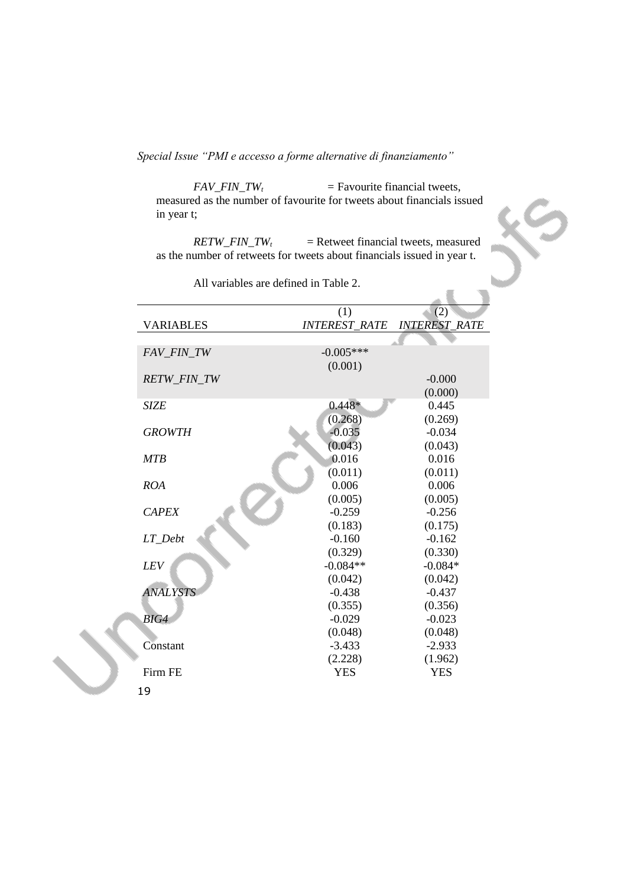*FAV_FIN_TW*$_t$ = Favourite financial tweets, measured as the number of favourite for tweets about financials issued in year t;

*RETW_FIN_TW*$_t$ = Retweet financial tweets, measured as the number of retweets for tweets about financials issued in year t.

All variables are defined in Table 2.

| VARIABLES | (1) *INTEREST_RATE* | (2) *INTEREST_RATE* |
|---|---|---|
| *FAV_FIN_TW* | -0.005*** | |
| | (0.001) | |
| *RETW_FIN_TW* | | -0.000 |
| | | (0.000) |
| *SIZE* | 0.448* | 0.445 |
| | (0.268) | (0.269) |
| *GROWTH* | -0.035 | -0.034 |
| | (0.043) | (0.043) |
| *MTB* | 0.016 | 0.016 |
| | (0.011) | (0.011) |
| *ROA* | 0.006 | 0.006 |
| | (0.005) | (0.005) |
| *CAPEX* | -0.259 | -0.256 |
| | (0.183) | (0.175) |
| *LT_Debt* | -0.160 | -0.162 |
| | (0.329) | (0.330) |
| *LEV* | -0.084** | -0.084* |
| | (0.042) | (0.042) |
| *ANALYSTS* | -0.438 | -0.437 |
| | (0.355) | (0.356) |
| *BIG4* | -0.029 | -0.023 |
| | (0.048) | (0.048) |
| Constant | -3.433 | -2.933 |
| | (2.228) | (1.962) |
| Firm FE | YES | YES |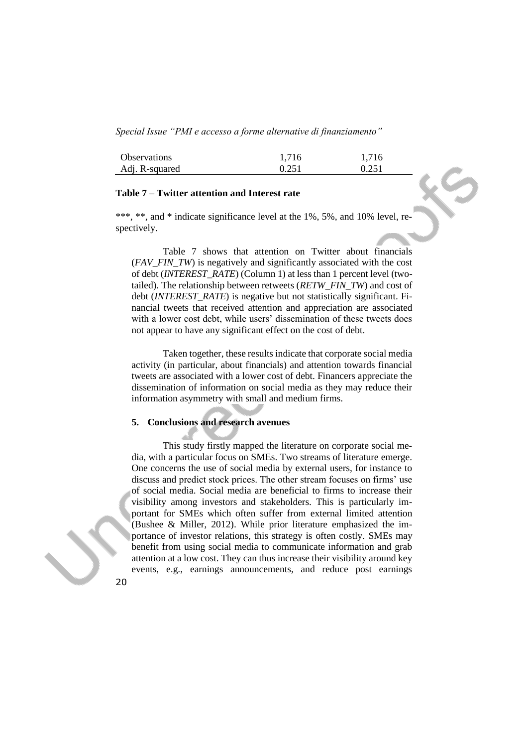| Observations | 1,716 | 1,716 |
|---|---|---|
| Adj. R-squared | 0.251 | 0.251 |

**Table 7 – Twitter attention and Interest rate**

***, **, and * indicate significance level at the 1%, 5%, and 10% level, respectively.

Table 7 shows that attention on Twitter about financials (*FAV_FIN_TW*) is negatively and significantly associated with the cost of debt (*INTEREST_RATE*) (Column 1) at less than 1 percent level (two-tailed). The relationship between retweets (*RETW_FIN_TW*) and cost of debt (*INTEREST_RATE*) is negative but not statistically significant. Financial tweets that received attention and appreciation are associated with a lower cost debt, while users' dissemination of these tweets does not appear to have any significant effect on the cost of debt.

Taken together, these results indicate that corporate social media activity (in particular, about financials) and attention towards financial tweets are associated with a lower cost of debt. Financers appreciate the dissemination of information on social media as they may reduce their information asymmetry with small and medium firms.

## 5. Conclusions and research avenues

This study firstly mapped the literature on corporate social media, with a particular focus on SMEs. Two streams of literature emerge. One concerns the use of social media by external users, for instance to discuss and predict stock prices. The other stream focuses on firms' use of social media. Social media are beneficial to firms to increase their visibility among investors and stakeholders. This is particularly important for SMEs which often suffer from external limited attention (Bushee & Miller, 2012). While prior literature emphasized the importance of investor relations, this strategy is often costly. SMEs may benefit from using social media to communicate information and grab attention at a low cost. They can thus increase their visibility around key events, e.g., earnings announcements, and reduce post earnings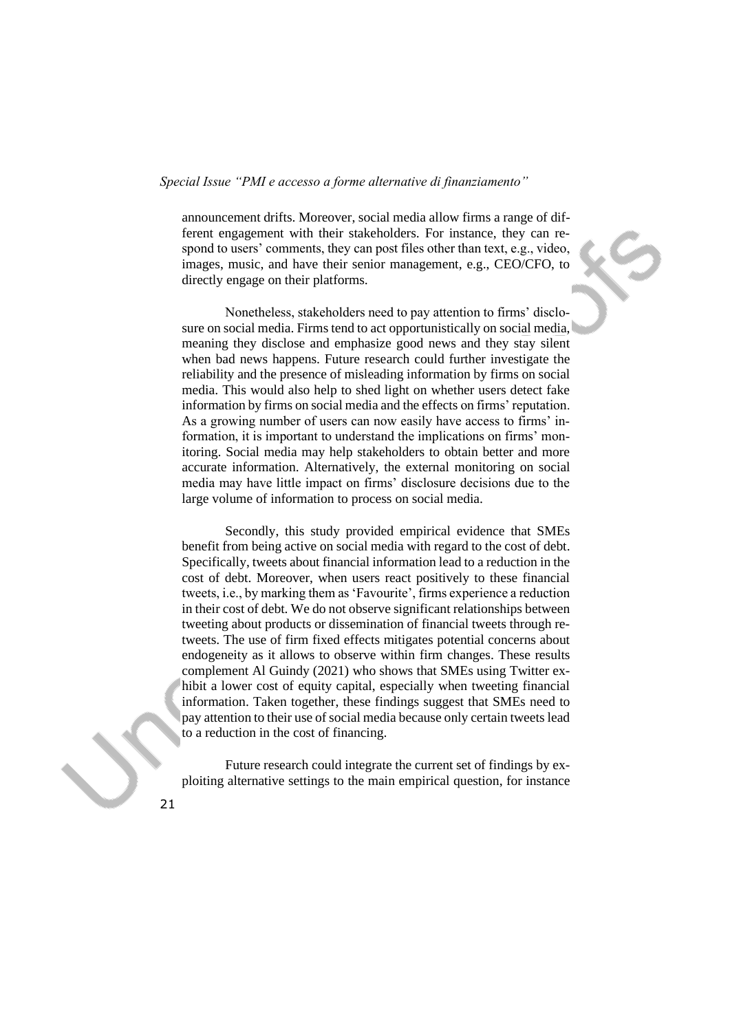announcement drifts. Moreover, social media allow firms a range of different engagement with their stakeholders. For instance, they can respond to users' comments, they can post files other than text, e.g., video, images, music, and have their senior management, e.g., CEO/CFO, to directly engage on their platforms.

Nonetheless, stakeholders need to pay attention to firms' disclosure on social media. Firms tend to act opportunistically on social media, meaning they disclose and emphasize good news and they stay silent when bad news happens. Future research could further investigate the reliability and the presence of misleading information by firms on social media. This would also help to shed light on whether users detect fake information by firms on social media and the effects on firms' reputation. As a growing number of users can now easily have access to firms' information, it is important to understand the implications on firms' monitoring. Social media may help stakeholders to obtain better and more accurate information. Alternatively, the external monitoring on social media may have little impact on firms' disclosure decisions due to the large volume of information to process on social media.

Secondly, this study provided empirical evidence that SMEs benefit from being active on social media with regard to the cost of debt. Specifically, tweets about financial information lead to a reduction in the cost of debt. Moreover, when users react positively to these financial tweets, i.e., by marking them as 'Favourite', firms experience a reduction in their cost of debt. We do not observe significant relationships between tweeting about products or dissemination of financial tweets through retweets. The use of firm fixed effects mitigates potential concerns about endogeneity as it allows to observe within firm changes. These results complement Al Guindy (2021) who shows that SMEs using Twitter exhibit a lower cost of equity capital, especially when tweeting financial information. Taken together, these findings suggest that SMEs need to pay attention to their use of social media because only certain tweets lead to a reduction in the cost of financing.

Future research could integrate the current set of findings by exploiting alternative settings to the main empirical question, for instance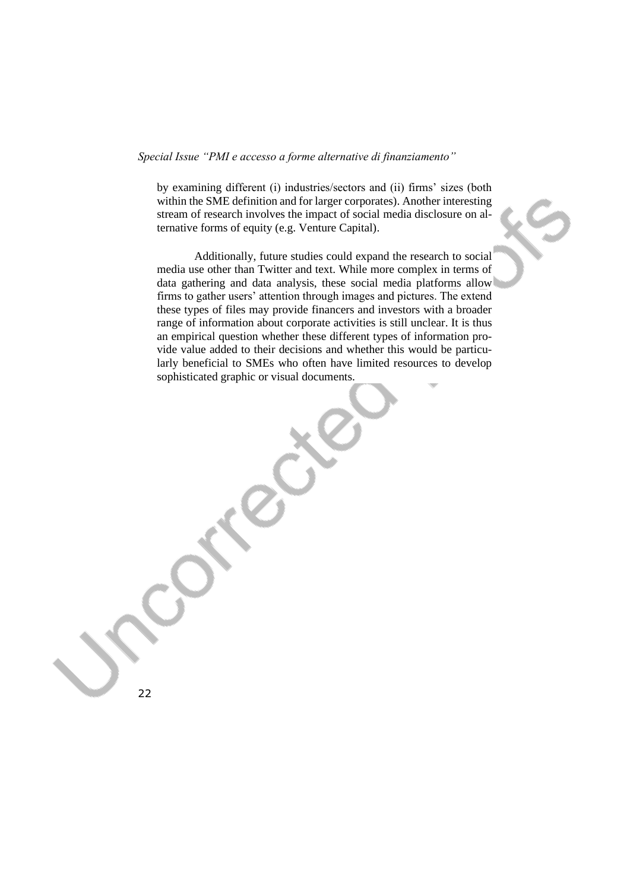by examining different (i) industries/sectors and (ii) firms' sizes (both within the SME definition and for larger corporates). Another interesting stream of research involves the impact of social media disclosure on alternative forms of equity (e.g. Venture Capital).

Additionally, future studies could expand the research to social media use other than Twitter and text. While more complex in terms of data gathering and data analysis, these social media platforms allow firms to gather users' attention through images and pictures. The extend these types of files may provide financers and investors with a broader range of information about corporate activities is still unclear. It is thus an empirical question whether these different types of information provide value added to their decisions and whether this would be particularly beneficial to SMEs who often have limited resources to develop sophisticated graphic or visual documents.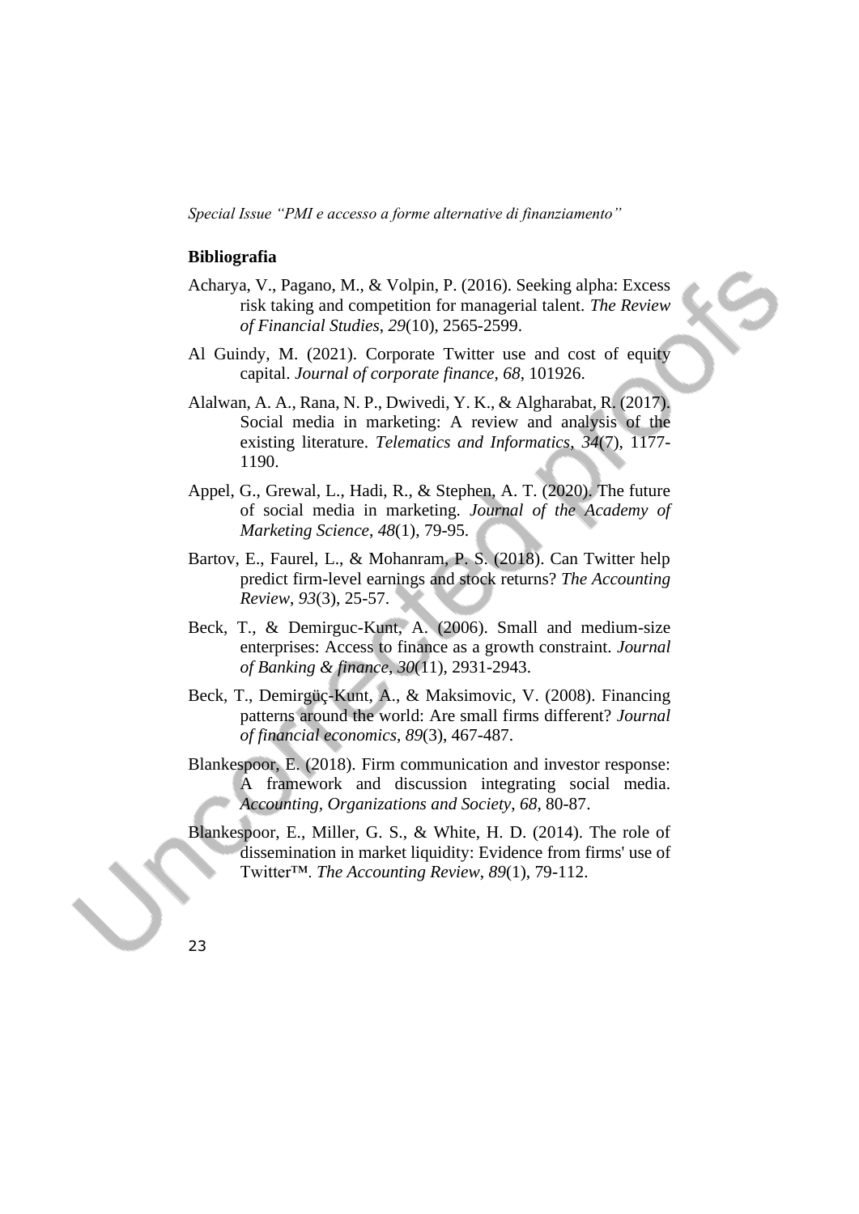## Bibliografia

Acharya, V., Pagano, M., & Volpin, P. (2016). Seeking alpha: Excess risk taking and competition for managerial talent. *The Review of Financial Studies*, *29*(10), 2565-2599.

Al Guindy, M. (2021). Corporate Twitter use and cost of equity capital. *Journal of corporate finance*, *68*, 101926.

Alalwan, A. A., Rana, N. P., Dwivedi, Y. K., & Algharabat, R. (2017). Social media in marketing: A review and analysis of the existing literature. *Telematics and Informatics*, *34*(7), 1177-1190.

Appel, G., Grewal, L., Hadi, R., & Stephen, A. T. (2020). The future of social media in marketing. *Journal of the Academy of Marketing Science*, *48*(1), 79-95.

Bartov, E., Faurel, L., & Mohanram, P. S. (2018). Can Twitter help predict firm-level earnings and stock returns? *The Accounting Review*, *93*(3), 25-57.

Beck, T., & Demirguc-Kunt, A. (2006). Small and medium-size enterprises: Access to finance as a growth constraint. *Journal of Banking & finance*, *30*(11), 2931-2943.

Beck, T., Demirgüç-Kunt, A., & Maksimovic, V. (2008). Financing patterns around the world: Are small firms different? *Journal of financial economics*, *89*(3), 467-487.

Blankespoor, E. (2018). Firm communication and investor response: A framework and discussion integrating social media. *Accounting, Organizations and Society*, *68*, 80-87.

Blankespoor, E., Miller, G. S., & White, H. D. (2014). The role of dissemination in market liquidity: Evidence from firms' use of Twitter™. *The Accounting Review*, *89*(1), 79-112.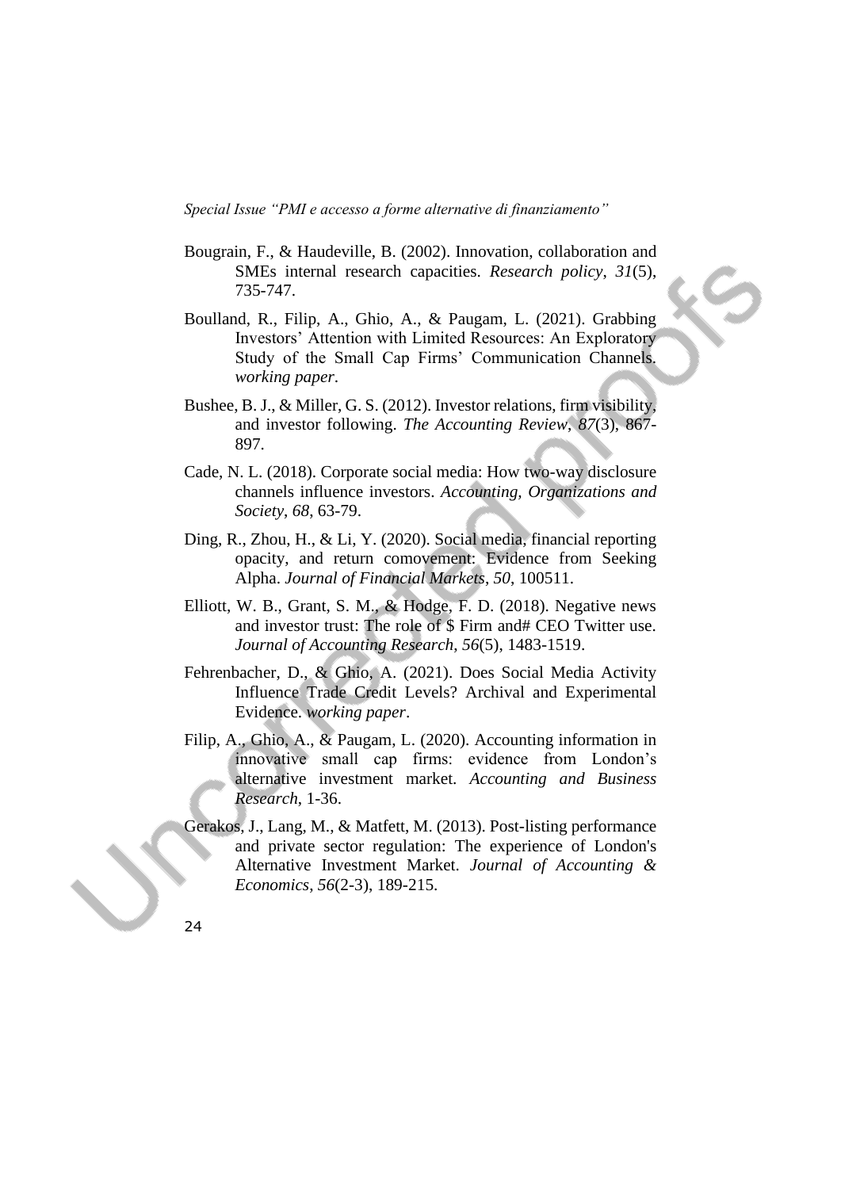Bougrain, F., & Haudeville, B. (2002). Innovation, collaboration and SMEs internal research capacities. *Research policy*, *31*(5), 735-747.

Boulland, R., Filip, A., Ghio, A., & Paugam, L. (2021). Grabbing Investors' Attention with Limited Resources: An Exploratory Study of the Small Cap Firms' Communication Channels. *working paper*.

Bushee, B. J., & Miller, G. S. (2012). Investor relations, firm visibility, and investor following. *The Accounting Review*, *87*(3), 867-897.

Cade, N. L. (2018). Corporate social media: How two-way disclosure channels influence investors. *Accounting, Organizations and Society*, *68*, 63-79.

Ding, R., Zhou, H., & Li, Y. (2020). Social media, financial reporting opacity, and return comovement: Evidence from Seeking Alpha. *Journal of Financial Markets*, *50*, 100511.

Elliott, W. B., Grant, S. M., & Hodge, F. D. (2018). Negative news and investor trust: The role of $ Firm and# CEO Twitter use. *Journal of Accounting Research*, *56*(5), 1483-1519.

Fehrenbacher, D., & Ghio, A. (2021). Does Social Media Activity Influence Trade Credit Levels? Archival and Experimental Evidence. *working paper*.

Filip, A., Ghio, A., & Paugam, L. (2020). Accounting information in innovative small cap firms: evidence from London's alternative investment market. *Accounting and Business Research*, 1-36.

Gerakos, J., Lang, M., & Matfett, M. (2013). Post-listing performance and private sector regulation: The experience of London's Alternative Investment Market. *Journal of Accounting & Economics*, *56*(2-3), 189-215.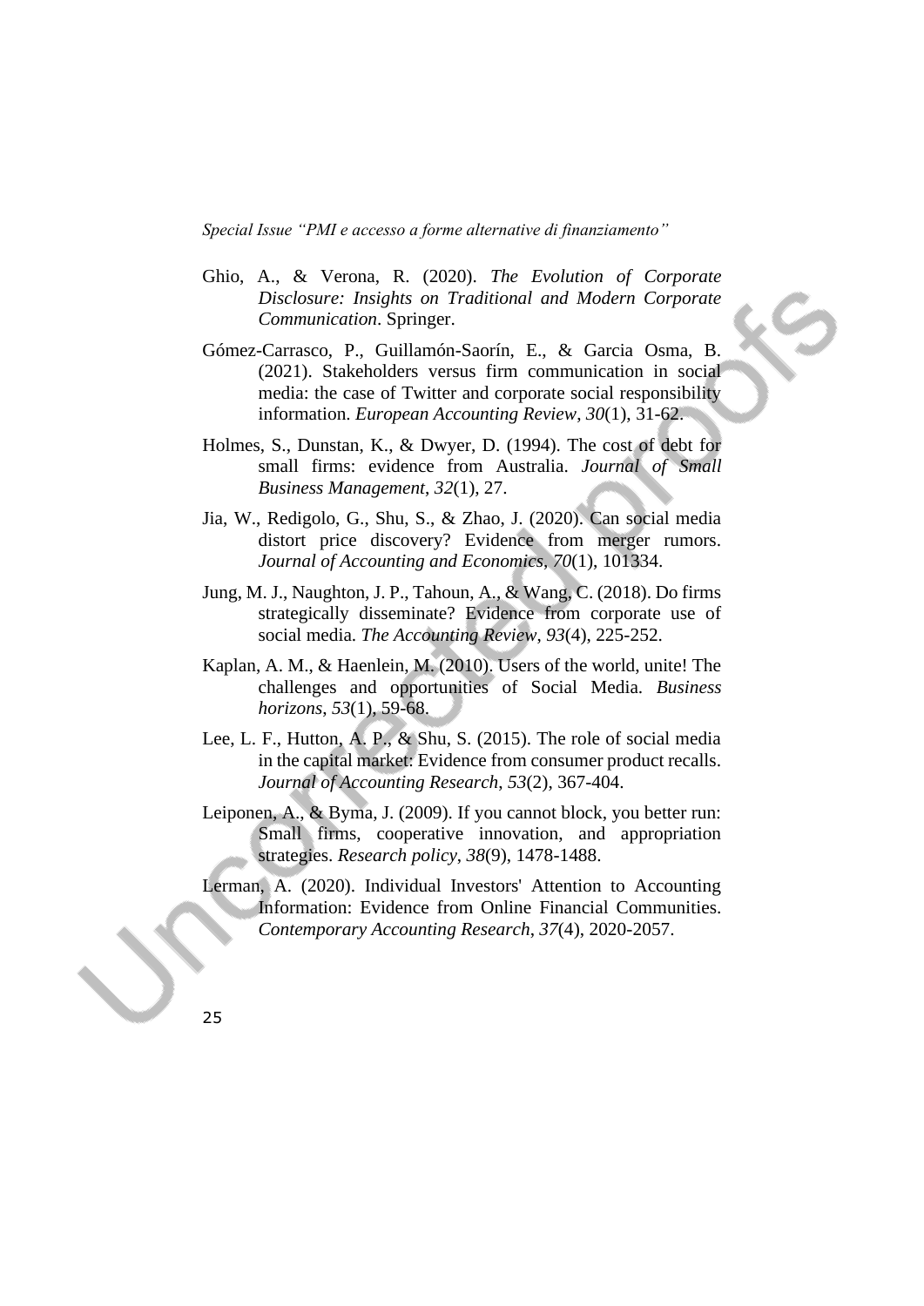Ghio, A., & Verona, R. (2020). *The Evolution of Corporate Disclosure: Insights on Traditional and Modern Corporate Communication*. Springer.

Gómez-Carrasco, P., Guillamón-Saorín, E., & Garcia Osma, B. (2021). Stakeholders versus firm communication in social media: the case of Twitter and corporate social responsibility information. *European Accounting Review*, *30*(1), 31-62.

Holmes, S., Dunstan, K., & Dwyer, D. (1994). The cost of debt for small firms: evidence from Australia. *Journal of Small Business Management*, *32*(1), 27.

Jia, W., Redigolo, G., Shu, S., & Zhao, J. (2020). Can social media distort price discovery? Evidence from merger rumors. *Journal of Accounting and Economics*, *70*(1), 101334.

Jung, M. J., Naughton, J. P., Tahoun, A., & Wang, C. (2018). Do firms strategically disseminate? Evidence from corporate use of social media. *The Accounting Review*, *93*(4), 225-252.

Kaplan, A. M., & Haenlein, M. (2010). Users of the world, unite! The challenges and opportunities of Social Media. *Business horizons*, *53*(1), 59-68.

Lee, L. F., Hutton, A. P., & Shu, S. (2015). The role of social media in the capital market: Evidence from consumer product recalls. *Journal of Accounting Research*, *53*(2), 367-404.

Leiponen, A., & Byma, J. (2009). If you cannot block, you better run: Small firms, cooperative innovation, and appropriation strategies. *Research policy*, *38*(9), 1478-1488.

Lerman, A. (2020). Individual Investors' Attention to Accounting Information: Evidence from Online Financial Communities. *Contemporary Accounting Research*, *37*(4), 2020-2057.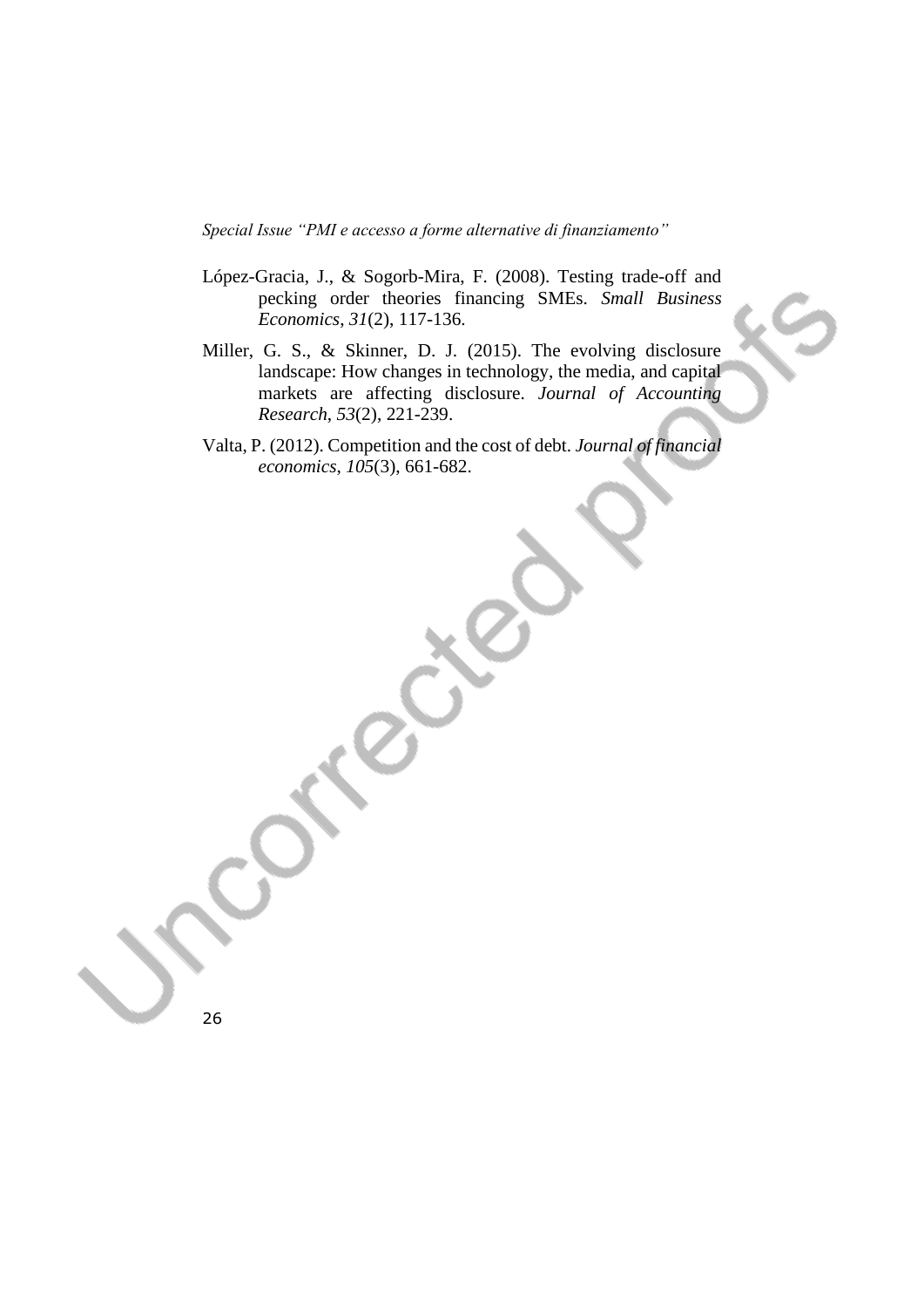López-Gracia, J., & Sogorb-Mira, F. (2008). Testing trade-off and pecking order theories financing SMEs. *Small Business Economics*, *31*(2), 117-136.

Miller, G. S., & Skinner, D. J. (2015). The evolving disclosure landscape: How changes in technology, the media, and capital markets are affecting disclosure. *Journal of Accounting Research*, *53*(2), 221-239.

Valta, P. (2012). Competition and the cost of debt. *Journal of financial economics*, *105*(3), 661-682.